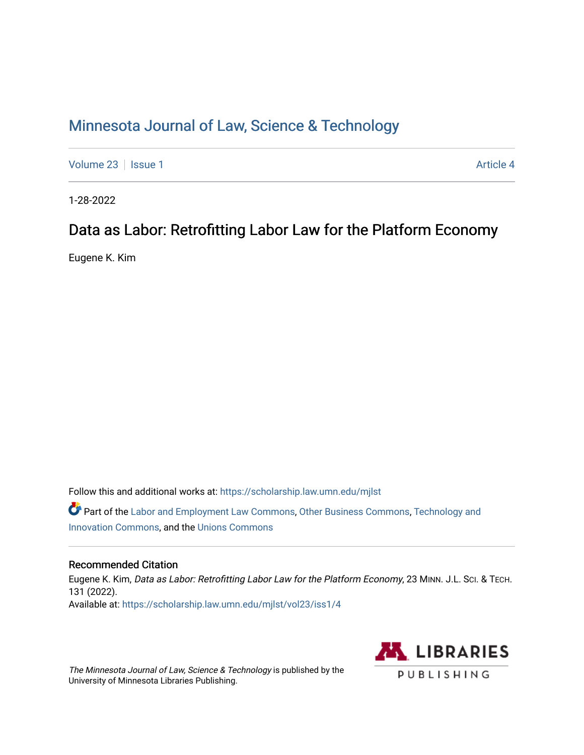# Minnesota Journal of Law, Science & Technology

Volume 23 | Issue 1 | Article 4

1-28-2022

## Data as Labor: Retrofitting Labor Law for the Platform Economy

Eugene K. Kim

Follow this and additional works at: https://scholarship.law.umn.edu/mjlst

Part of the Labor and Employment Law Commons, Other Business Commons, Technology and Innovation Commons, and the Unions Commons

### Recommended Citation

Eugene K. Kim, *Data as Labor: Retrofitting Labor Law for the Platform Economy*, 23 MINN. J.L. SCI. & TECH. 131 (2022).
Available at: https://scholarship.law.umn.edu/mjlst/vol23/iss1/4

*The Minnesota Journal of Law, Science & Technology* is published by the University of Minnesota Libraries Publishing.

LIBRARIES PUBLISHING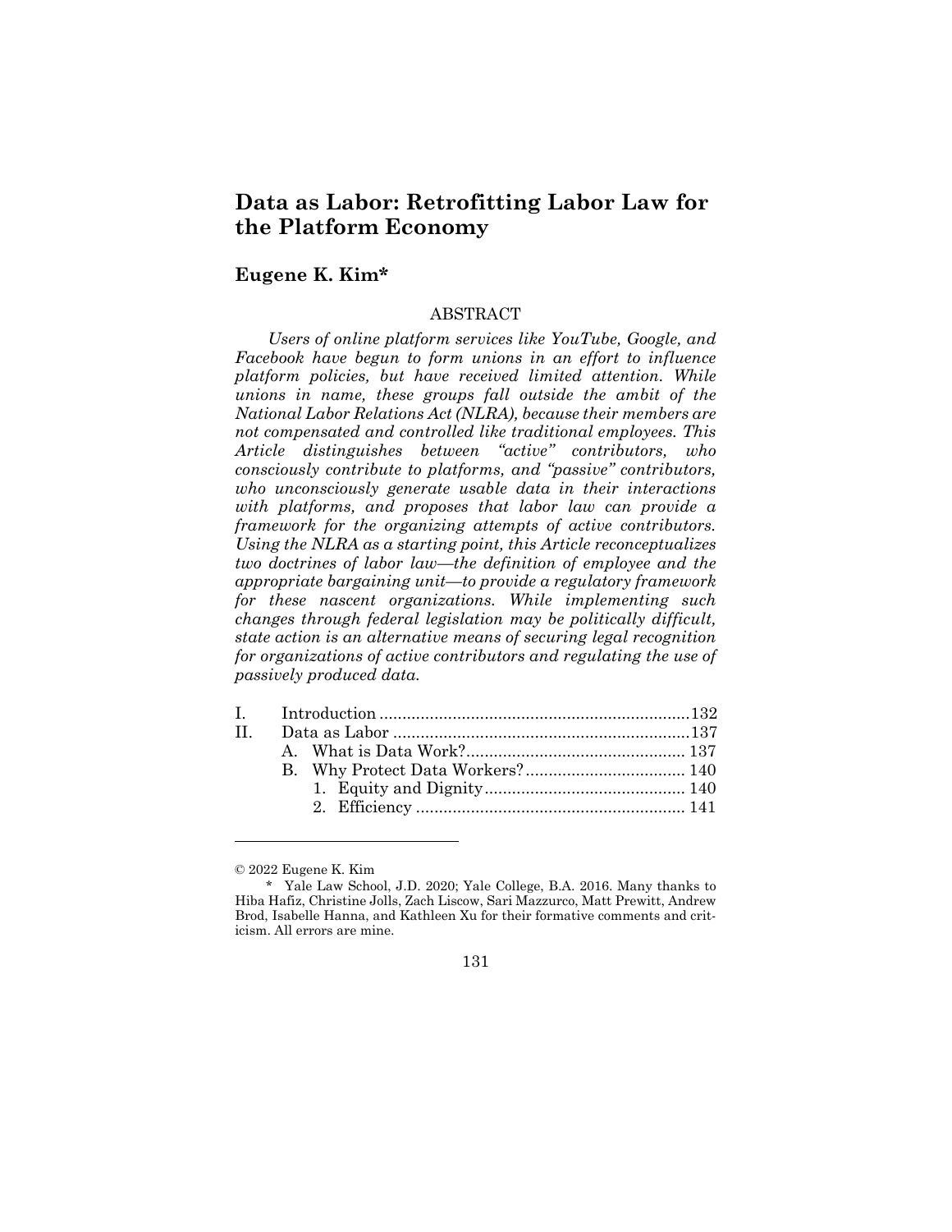# Data as Labor: Retrofitting Labor Law for the Platform Economy

## Eugene K. Kim*

### ABSTRACT

*Users of online platform services like YouTube, Google, and Facebook have begun to form unions in an effort to influence platform policies, but have received limited attention. While unions in name, these groups fall outside the ambit of the National Labor Relations Act (NLRA), because their members are not compensated and controlled like traditional employees. This Article distinguishes between "active" contributors, who consciously contribute to platforms, and "passive" contributors, who unconsciously generate usable data in their interactions with platforms, and proposes that labor law can provide a framework for the organizing attempts of active contributors. Using the NLRA as a starting point, this Article reconceptualizes two doctrines of labor law—the definition of employee and the appropriate bargaining unit—to provide a regulatory framework for these nascent organizations. While implementing such changes through federal legislation may be politically difficult, state action is an alternative means of securing legal recognition for organizations of active contributors and regulating the use of passively produced data.*

- I. Introduction .......... 132
- II. Data as Labor .......... 137
  - A. What is Data Work? .......... 137
  - B. Why Protect Data Workers? .......... 140
    - 1. Equity and Dignity .......... 140
    - 2. Efficiency .......... 141

---

© 2022 Eugene K. Kim

\* Yale Law School, J.D. 2020; Yale College, B.A. 2016. Many thanks to Hiba Hafiz, Christine Jolls, Zach Liscow, Sari Mazzurco, Matt Prewitt, Andrew Brod, Isabelle Hanna, and Kathleen Xu for their formative comments and criticism. All errors are mine.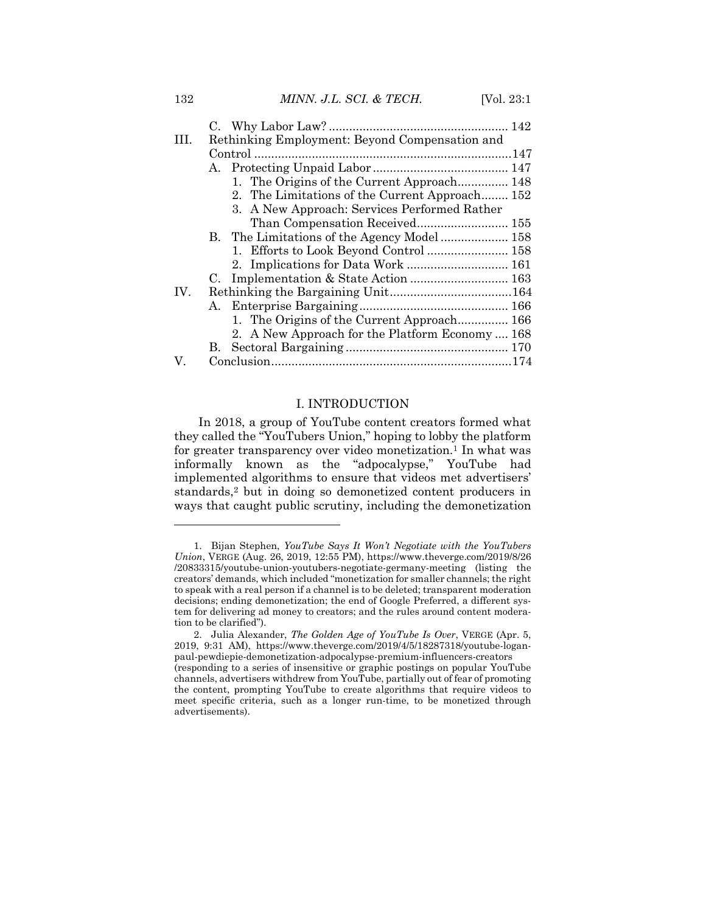C. Why Labor Law? ..................................................... 142

III. Rethinking Employment: Beyond Compensation and Control ............................................................................147

A. Protecting Unpaid Labor ........................................ 147

1. The Origins of the Current Approach............... 148

2. The Limitations of the Current Approach........ 152

3. A New Approach: Services Performed Rather Than Compensation Received........................... 155

B. The Limitations of the Agency Model .................... 158

1. Efforts to Look Beyond Control ........................ 158

2. Implications for Data Work .............................. 161

C. Implementation & State Action ............................. 163

IV. Rethinking the Bargaining Unit.....................................164

A. Enterprise Bargaining............................................ 166

1. The Origins of the Current Approach............... 166

2. A New Approach for the Platform Economy .... 168

B. Sectoral Bargaining ................................................ 170

V. Conclusion.......................................................................174

## I. INTRODUCTION

In 2018, a group of YouTube content creators formed what they called the "YouTubers Union," hoping to lobby the platform for greater transparency over video monetization.[1] In what was informally known as the "adpocalypse," YouTube had implemented algorithms to ensure that videos met advertisers' standards,[2] but in doing so demonetized content producers in ways that caught public scrutiny, including the demonetization

---

1. Bijan Stephen, *YouTube Says It Won't Negotiate with the YouTubers Union*, VERGE (Aug. 26, 2019, 12:55 PM), https://www.theverge.com/2019/8/26/20833315/youtube-union-youtubers-negotiate-germany-meeting (listing the creators' demands, which included "monetization for smaller channels; the right to speak with a real person if a channel is to be deleted; transparent moderation decisions; ending demonetization; the end of Google Preferred, a different system for delivering ad money to creators; and the rules around content moderation to be clarified").

2. Julia Alexander, *The Golden Age of YouTube Is Over*, VERGE (Apr. 5, 2019, 9:31 AM), https://www.theverge.com/2019/4/5/18287318/youtube-logan-paul-pewdiepie-demonetization-adpocalypse-premium-influencers-creators (responding to a series of insensitive or graphic postings on popular YouTube channels, advertisers withdrew from YouTube, partially out of fear of promoting the content, prompting YouTube to create algorithms that require videos to meet specific criteria, such as a longer run-time, to be monetized through advertisements).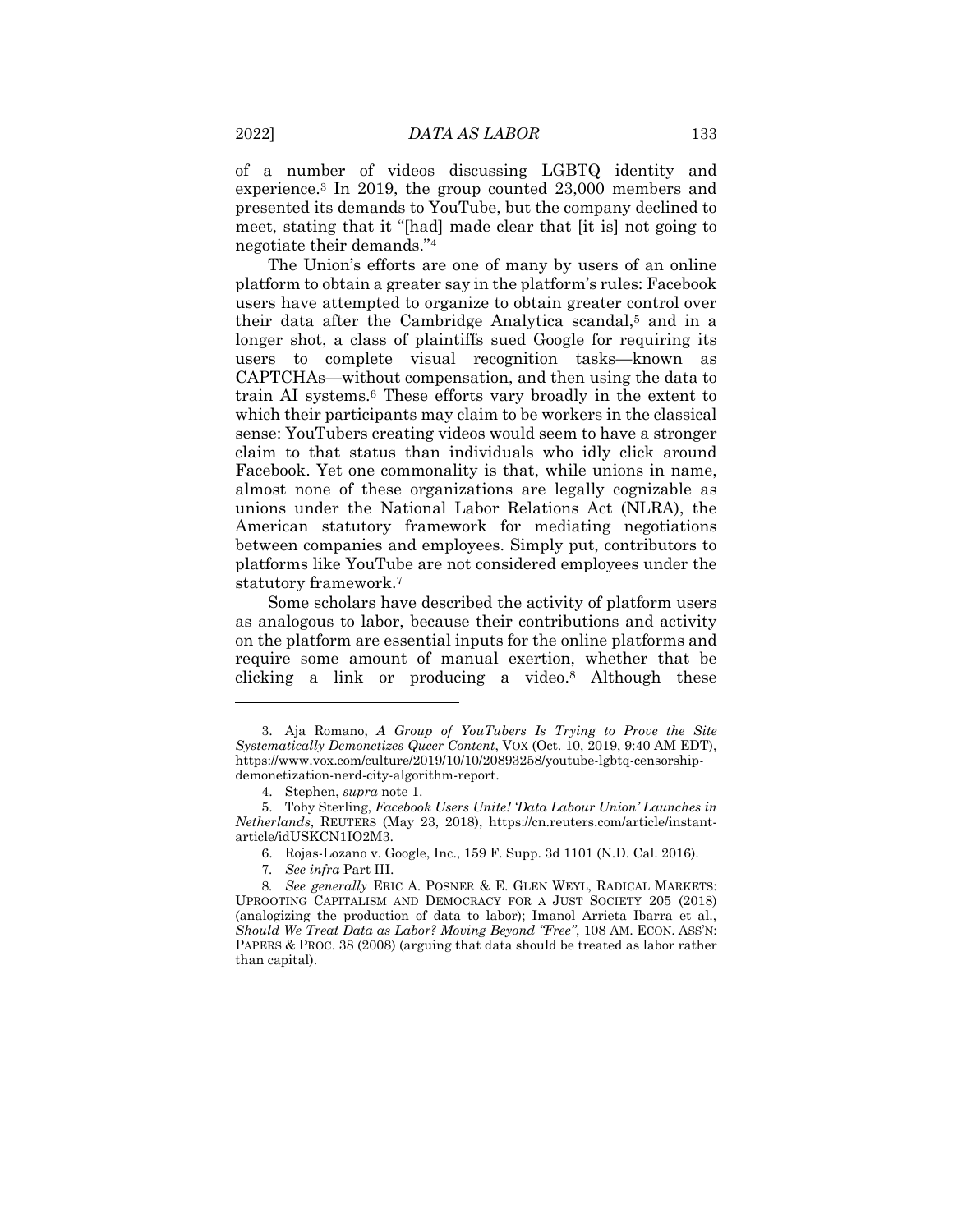of a number of videos discussing LGBTQ identity and experience.[3] In 2019, the group counted 23,000 members and presented its demands to YouTube, but the company declined to meet, stating that it "[had] made clear that [it is] not going to negotiate their demands."[4]

The Union's efforts are one of many by users of an online platform to obtain a greater say in the platform's rules: Facebook users have attempted to organize to obtain greater control over their data after the Cambridge Analytica scandal,[5] and in a longer shot, a class of plaintiffs sued Google for requiring its users to complete visual recognition tasks—known as CAPTCHAs—without compensation, and then using the data to train AI systems.[6] These efforts vary broadly in the extent to which their participants may claim to be workers in the classical sense: YouTubers creating videos would seem to have a stronger claim to that status than individuals who idly click around Facebook. Yet one commonality is that, while unions in name, almost none of these organizations are legally cognizable as unions under the National Labor Relations Act (NLRA), the American statutory framework for mediating negotiations between companies and employees. Simply put, contributors to platforms like YouTube are not considered employees under the statutory framework.[7]

Some scholars have described the activity of platform users as analogous to labor, because their contributions and activity on the platform are essential inputs for the online platforms and require some amount of manual exertion, whether that be clicking a link or producing a video.[8] Although these

---

3. Aja Romano, *A Group of YouTubers Is Trying to Prove the Site Systematically Demonetizes Queer Content*, VOX (Oct. 10, 2019, 9:40 AM EDT), https://www.vox.com/culture/2019/10/10/20893258/youtube-lgbtq-censorship-demonetization-nerd-city-algorithm-report.

4. Stephen, *supra* note 1.

5. Toby Sterling, *Facebook Users Unite! 'Data Labour Union' Launches in Netherlands*, REUTERS (May 23, 2018), https://cn.reuters.com/article/instant-article/idUSKCN1IO2M3.

6. Rojas-Lozano v. Google, Inc., 159 F. Supp. 3d 1101 (N.D. Cal. 2016).

7. *See infra* Part III.

8. *See generally* ERIC A. POSNER & E. GLEN WEYL, RADICAL MARKETS: UPROOTING CAPITALISM AND DEMOCRACY FOR A JUST SOCIETY 205 (2018) (analogizing the production of data to labor); Imanol Arrieta Ibarra et al., *Should We Treat Data as Labor? Moving Beyond "Free"*, 108 AM. ECON. ASS'N: PAPERS & PROC. 38 (2008) (arguing that data should be treated as labor rather than capital).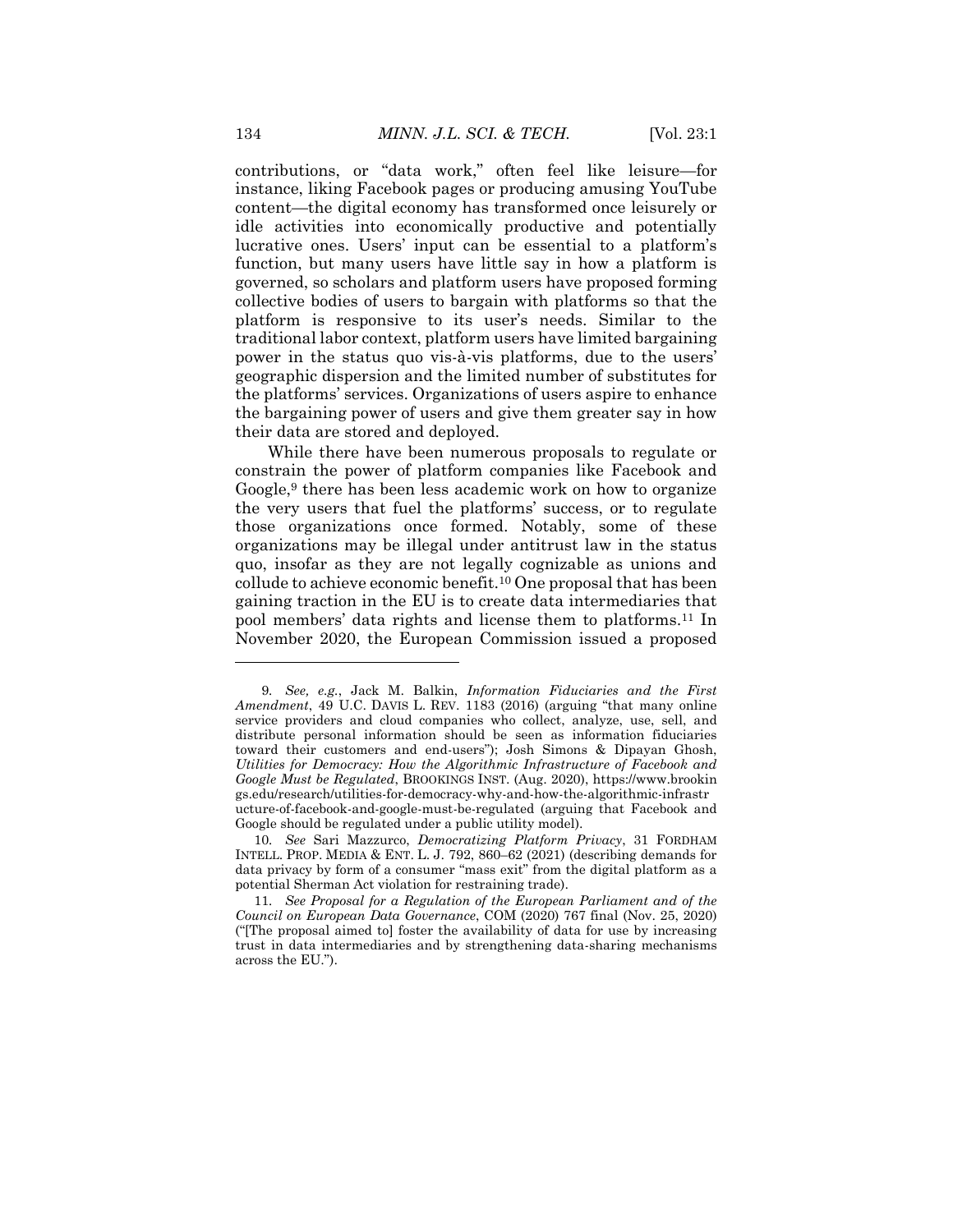contributions, or "data work," often feel like leisure—for instance, liking Facebook pages or producing amusing YouTube content—the digital economy has transformed once leisurely or idle activities into economically productive and potentially lucrative ones. Users' input can be essential to a platform's function, but many users have little say in how a platform is governed, so scholars and platform users have proposed forming collective bodies of users to bargain with platforms so that the platform is responsive to its user's needs. Similar to the traditional labor context, platform users have limited bargaining power in the status quo vis-à-vis platforms, due to the users' geographic dispersion and the limited number of substitutes for the platforms' services. Organizations of users aspire to enhance the bargaining power of users and give them greater say in how their data are stored and deployed.

While there have been numerous proposals to regulate or constrain the power of platform companies like Facebook and Google,[9] there has been less academic work on how to organize the very users that fuel the platforms' success, or to regulate those organizations once formed. Notably, some of these organizations may be illegal under antitrust law in the status quo, insofar as they are not legally cognizable as unions and collude to achieve economic benefit.[10] One proposal that has been gaining traction in the EU is to create data intermediaries that pool members' data rights and license them to platforms.[11] In November 2020, the European Commission issued a proposed

---

9. *See, e.g.*, Jack M. Balkin, *Information Fiduciaries and the First Amendment*, 49 U.C. DAVIS L. REV. 1183 (2016) (arguing "that many online service providers and cloud companies who collect, analyze, use, sell, and distribute personal information should be seen as information fiduciaries toward their customers and end-users"); Josh Simons & Dipayan Ghosh, *Utilities for Democracy: How the Algorithmic Infrastructure of Facebook and Google Must be Regulated*, BROOKINGS INST. (Aug. 2020), https://www.brookings.edu/research/utilities-for-democracy-why-and-how-the-algorithmic-infrastructure-of-facebook-and-google-must-be-regulated (arguing that Facebook and Google should be regulated under a public utility model).

10. *See* Sari Mazzurco, *Democratizing Platform Privacy*, 31 FORDHAM INTELL. PROP. MEDIA & ENT. L. J. 792, 860–62 (2021) (describing demands for data privacy by form of a consumer "mass exit" from the digital platform as a potential Sherman Act violation for restraining trade).

11. *See Proposal for a Regulation of the European Parliament and of the Council on European Data Governance*, COM (2020) 767 final (Nov. 25, 2020) ("[The proposal aimed to] foster the availability of data for use by increasing trust in data intermediaries and by strengthening data-sharing mechanisms across the EU.").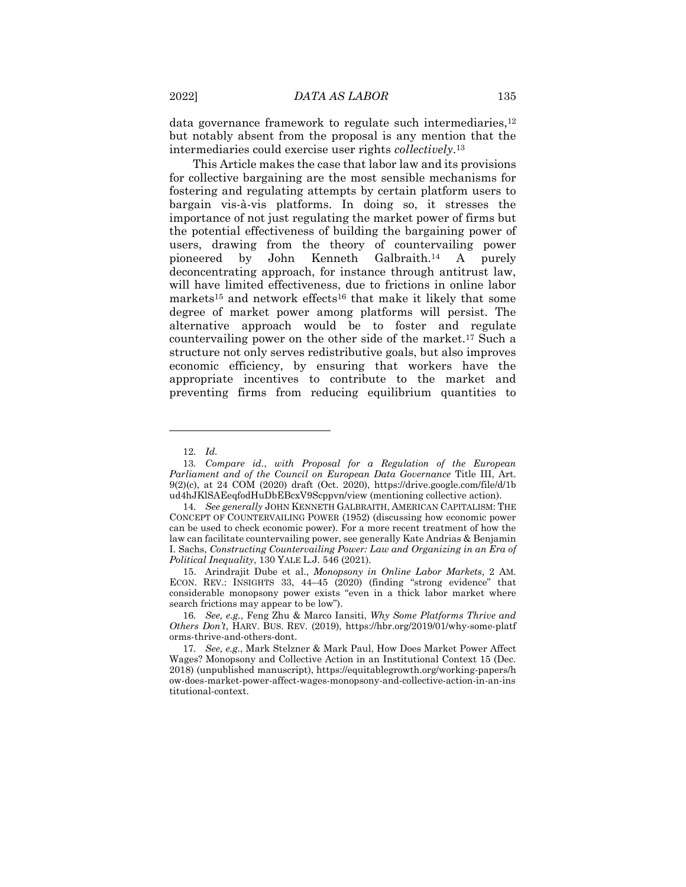data governance framework to regulate such intermediaries,[12] but notably absent from the proposal is any mention that the intermediaries could exercise user rights *collectively*.[13]

This Article makes the case that labor law and its provisions for collective bargaining are the most sensible mechanisms for fostering and regulating attempts by certain platform users to bargain vis-à-vis platforms. In doing so, it stresses the importance of not just regulating the market power of firms but the potential effectiveness of building the bargaining power of users, drawing from the theory of countervailing power pioneered by John Kenneth Galbraith.[14] A purely deconcentrating approach, for instance through antitrust law, will have limited effectiveness, due to frictions in online labor markets[15] and network effects[16] that make it likely that some degree of market power among platforms will persist. The alternative approach would be to foster and regulate countervailing power on the other side of the market.[17] Such a structure not only serves redistributive goals, but also improves economic efficiency, by ensuring that workers have the appropriate incentives to contribute to the market and preventing firms from reducing equilibrium quantities to

---

12. *Id.*

13. *Compare id.*, *with Proposal for a Regulation of the European Parliament and of the Council on European Data Governance* Title III, Art. 9(2)(c), at 24 COM (2020) draft (Oct. 2020), https://drive.google.com/file/d/1bud4hJKlSAEeqfodHuDbEBcxV9Scppvn/view (mentioning collective action).

14. *See generally* JOHN KENNETH GALBRAITH, AMERICAN CAPITALISM: THE CONCEPT OF COUNTERVAILING POWER (1952) (discussing how economic power can be used to check economic power). For a more recent treatment of how the law can facilitate countervailing power, see generally Kate Andrias & Benjamin I. Sachs, *Constructing Countervailing Power: Law and Organizing in an Era of Political Inequality*, 130 YALE L.J. 546 (2021).

15. Arindrajit Dube et al., *Monopsony in Online Labor Markets*, 2 AM. ECON. REV.: INSIGHTS 33, 44–45 (2020) (finding "strong evidence" that considerable monopsony power exists "even in a thick labor market where search frictions may appear to be low").

16. *See, e.g.*, Feng Zhu & Marco Iansiti, *Why Some Platforms Thrive and Others Don't*, HARV. BUS. REV. (2019), https://hbr.org/2019/01/why-some-platforms-thrive-and-others-dont.

17. *See, e.g.*, Mark Stelzner & Mark Paul, How Does Market Power Affect Wages? Monopsony and Collective Action in an Institutional Context 15 (Dec. 2018) (unpublished manuscript), https://equitablegrowth.org/working-papers/how-does-market-power-affect-wages-monopsony-and-collective-action-in-an-institutional-context.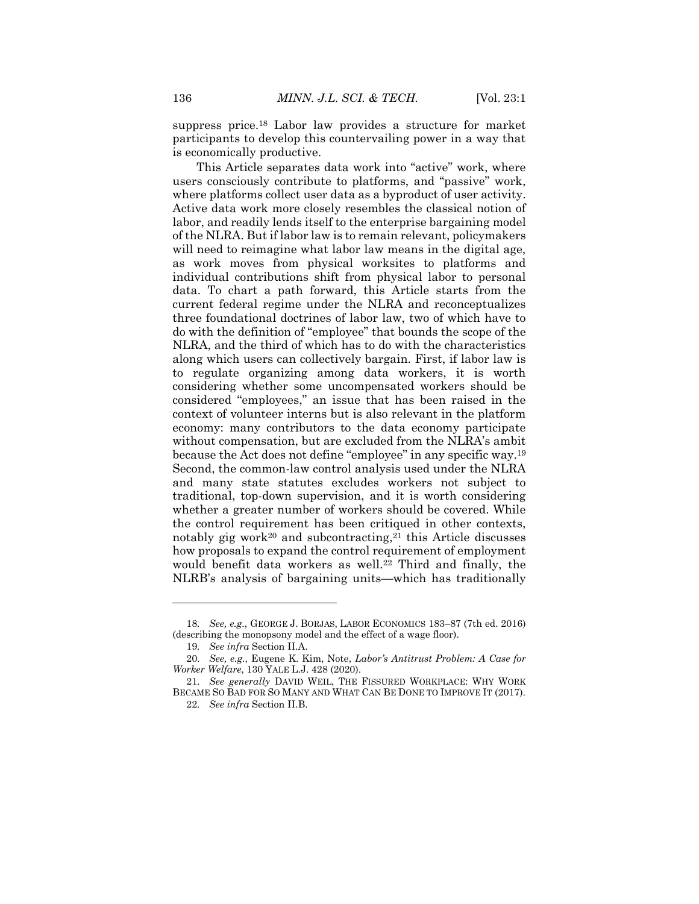suppress price.[18] Labor law provides a structure for market participants to develop this countervailing power in a way that is economically productive.

This Article separates data work into "active" work, where users consciously contribute to platforms, and "passive" work, where platforms collect user data as a byproduct of user activity. Active data work more closely resembles the classical notion of labor, and readily lends itself to the enterprise bargaining model of the NLRA. But if labor law is to remain relevant, policymakers will need to reimagine what labor law means in the digital age, as work moves from physical worksites to platforms and individual contributions shift from physical labor to personal data. To chart a path forward, this Article starts from the current federal regime under the NLRA and reconceptualizes three foundational doctrines of labor law, two of which have to do with the definition of "employee" that bounds the scope of the NLRA, and the third of which has to do with the characteristics along which users can collectively bargain. First, if labor law is to regulate organizing among data workers, it is worth considering whether some uncompensated workers should be considered "employees," an issue that has been raised in the context of volunteer interns but is also relevant in the platform economy: many contributors to the data economy participate without compensation, but are excluded from the NLRA's ambit because the Act does not define "employee" in any specific way.[19] Second, the common-law control analysis used under the NLRA and many state statutes excludes workers not subject to traditional, top-down supervision, and it is worth considering whether a greater number of workers should be covered. While the control requirement has been critiqued in other contexts, notably gig work[20] and subcontracting,[21] this Article discusses how proposals to expand the control requirement of employment would benefit data workers as well.[22] Third and finally, the NLRB's analysis of bargaining units—which has traditionally

---

18. *See, e.g.*, GEORGE J. BORJAS, LABOR ECONOMICS 183–87 (7th ed. 2016) (describing the monopsony model and the effect of a wage floor).

19. *See infra* Section II.A.

20. *See, e.g.*, Eugene K. Kim, Note, *Labor's Antitrust Problem: A Case for Worker Welfare*, 130 YALE L.J. 428 (2020).

21. *See generally* DAVID WEIL, THE FISSURED WORKPLACE: WHY WORK BECAME SO BAD FOR SO MANY AND WHAT CAN BE DONE TO IMPROVE IT (2017).

22. *See infra* Section II.B.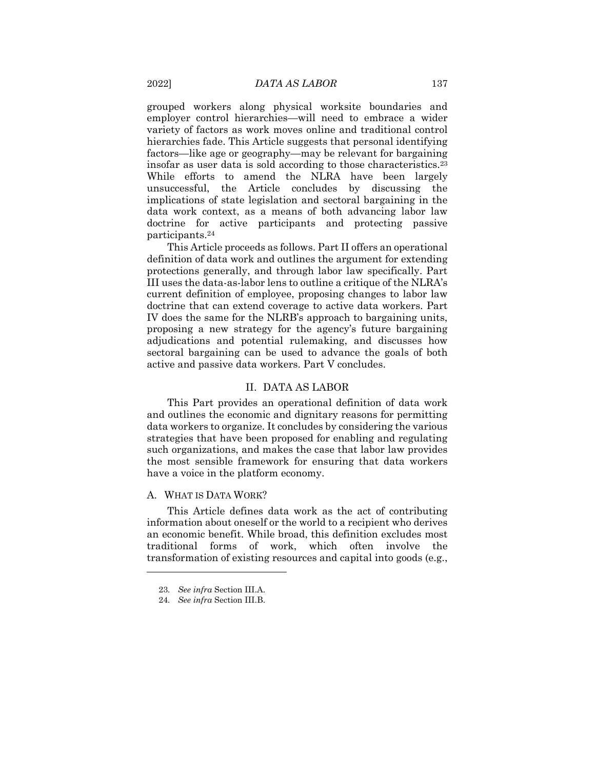grouped workers along physical worksite boundaries and employer control hierarchies—will need to embrace a wider variety of factors as work moves online and traditional control hierarchies fade. This Article suggests that personal identifying factors—like age or geography—may be relevant for bargaining insofar as user data is sold according to those characteristics.[23] While efforts to amend the NLRA have been largely unsuccessful, the Article concludes by discussing the implications of state legislation and sectoral bargaining in the data work context, as a means of both advancing labor law doctrine for active participants and protecting passive participants.[24]

This Article proceeds as follows. Part II offers an operational definition of data work and outlines the argument for extending protections generally, and through labor law specifically. Part III uses the data-as-labor lens to outline a critique of the NLRA's current definition of employee, proposing changes to labor law doctrine that can extend coverage to active data workers. Part IV does the same for the NLRB's approach to bargaining units, proposing a new strategy for the agency's future bargaining adjudications and potential rulemaking, and discusses how sectoral bargaining can be used to advance the goals of both active and passive data workers. Part V concludes.

## II. DATA AS LABOR

This Part provides an operational definition of data work and outlines the economic and dignitary reasons for permitting data workers to organize. It concludes by considering the various strategies that have been proposed for enabling and regulating such organizations, and makes the case that labor law provides the most sensible framework for ensuring that data workers have a voice in the platform economy.

### A. WHAT IS DATA WORK?

This Article defines data work as the act of contributing information about oneself or the world to a recipient who derives an economic benefit. While broad, this definition excludes most traditional forms of work, which often involve the transformation of existing resources and capital into goods (e.g.,

---

23. *See infra* Section III.A.

24. *See infra* Section III.B.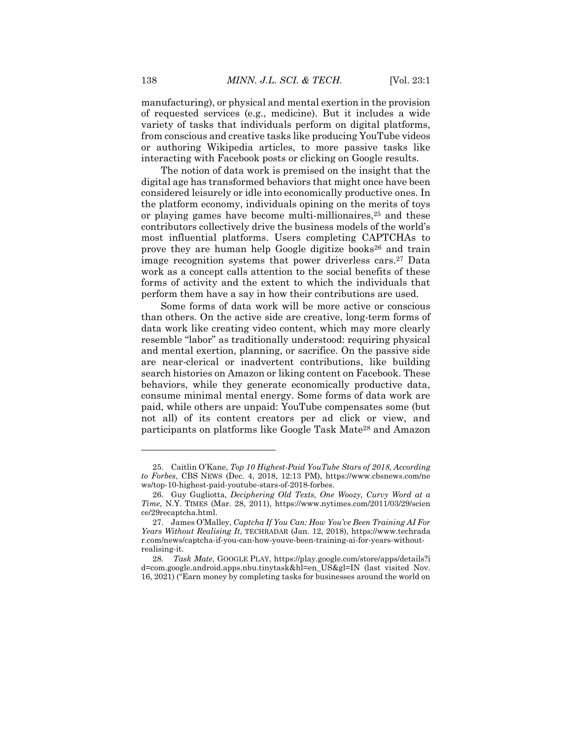manufacturing), or physical and mental exertion in the provision of requested services (e.g., medicine). But it includes a wide variety of tasks that individuals perform on digital platforms, from conscious and creative tasks like producing YouTube videos or authoring Wikipedia articles, to more passive tasks like interacting with Facebook posts or clicking on Google results.

The notion of data work is premised on the insight that the digital age has transformed behaviors that might once have been considered leisurely or idle into economically productive ones. In the platform economy, individuals opining on the merits of toys or playing games have become multi-millionaires,[25] and these contributors collectively drive the business models of the world's most influential platforms. Users completing CAPTCHAs to prove they are human help Google digitize books[26] and train image recognition systems that power driverless cars.[27] Data work as a concept calls attention to the social benefits of these forms of activity and the extent to which the individuals that perform them have a say in how their contributions are used.

Some forms of data work will be more active or conscious than others. On the active side are creative, long-term forms of data work like creating video content, which may more clearly resemble "labor" as traditionally understood: requiring physical and mental exertion, planning, or sacrifice. On the passive side are near-clerical or inadvertent contributions, like building search histories on Amazon or liking content on Facebook. These behaviors, while they generate economically productive data, consume minimal mental energy. Some forms of data work are paid, while others are unpaid: YouTube compensates some (but not all) of its content creators per ad click or view, and participants on platforms like Google Task Mate[28] and Amazon

---

25. Caitlin O'Kane, *Top 10 Highest-Paid YouTube Stars of 2018, According to Forbes*, CBS NEWS (Dec. 4, 2018, 12:13 PM), https://www.cbsnews.com/news/top-10-highest-paid-youtube-stars-of-2018-forbes.

26. Guy Gugliotta, *Deciphering Old Texts, One Woozy, Curvy Word at a Time*, N.Y. TIMES (Mar. 28, 2011), https://www.nytimes.com/2011/03/29/science/29recaptcha.html.

27. James O'Malley, *Captcha If You Can: How You've Been Training AI For Years Without Realising It*, TECHRADAR (Jan. 12, 2018), https://www.techradar.com/news/captcha-if-you-can-how-youve-been-training-ai-for-years-without-realising-it.

28. *Task Mate*, GOOGLE PLAY, https://play.google.com/store/apps/details?id=com.google.android.apps.nbu.tinytask&hl=en_US&gl=IN (last visited Nov. 16, 2021) ("Earn money by completing tasks for businesses around the world on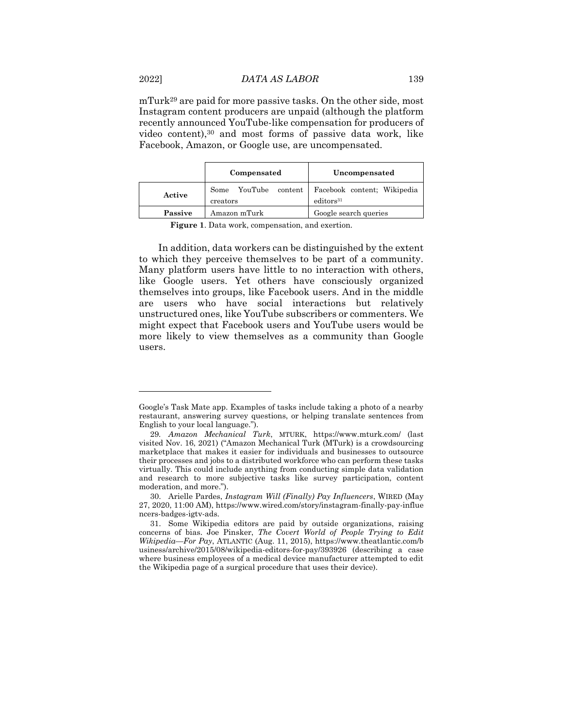mTurk[29] are paid for more passive tasks. On the other side, most Instagram content producers are unpaid (although the platform recently announced YouTube-like compensation for producers of video content),[30] and most forms of passive data work, like Facebook, Amazon, or Google use, are uncompensated.

| | **Compensated** | **Uncompensated** |
|---|---|---|
| **Active** | Some YouTube content creators | Facebook content; Wikipedia editors[31] |
| **Passive** | Amazon mTurk | Google search queries |

**Figure 1**. Data work, compensation, and exertion.

In addition, data workers can be distinguished by the extent to which they perceive themselves to be part of a community. Many platform users have little to no interaction with others, like Google users. Yet others have consciously organized themselves into groups, like Facebook users. And in the middle are users who have social interactions but relatively unstructured ones, like YouTube subscribers or commenters. We might expect that Facebook users and YouTube users would be more likely to view themselves as a community than Google users.

---

Google's Task Mate app. Examples of tasks include taking a photo of a nearby restaurant, answering survey questions, or helping translate sentences from English to your local language.").

29. *Amazon Mechanical Turk*, MTURK, https://www.mturk.com/ (last visited Nov. 16, 2021) ("Amazon Mechanical Turk (MTurk) is a crowdsourcing marketplace that makes it easier for individuals and businesses to outsource their processes and jobs to a distributed workforce who can perform these tasks virtually. This could include anything from conducting simple data validation and research to more subjective tasks like survey participation, content moderation, and more.").

30. Arielle Pardes, *Instagram Will (Finally) Pay Influencers*, WIRED (May 27, 2020, 11:00 AM), https://www.wired.com/story/instagram-finally-pay-influencers-badges-igtv-ads.

31. Some Wikipedia editors are paid by outside organizations, raising concerns of bias. Joe Pinsker, *The Covert World of People Trying to Edit Wikipedia—For Pay*, ATLANTIC (Aug. 11, 2015), https://www.theatlantic.com/business/archive/2015/08/wikipedia-editors-for-pay/393926 (describing a case where business employees of a medical device manufacturer attempted to edit the Wikipedia page of a surgical procedure that uses their device).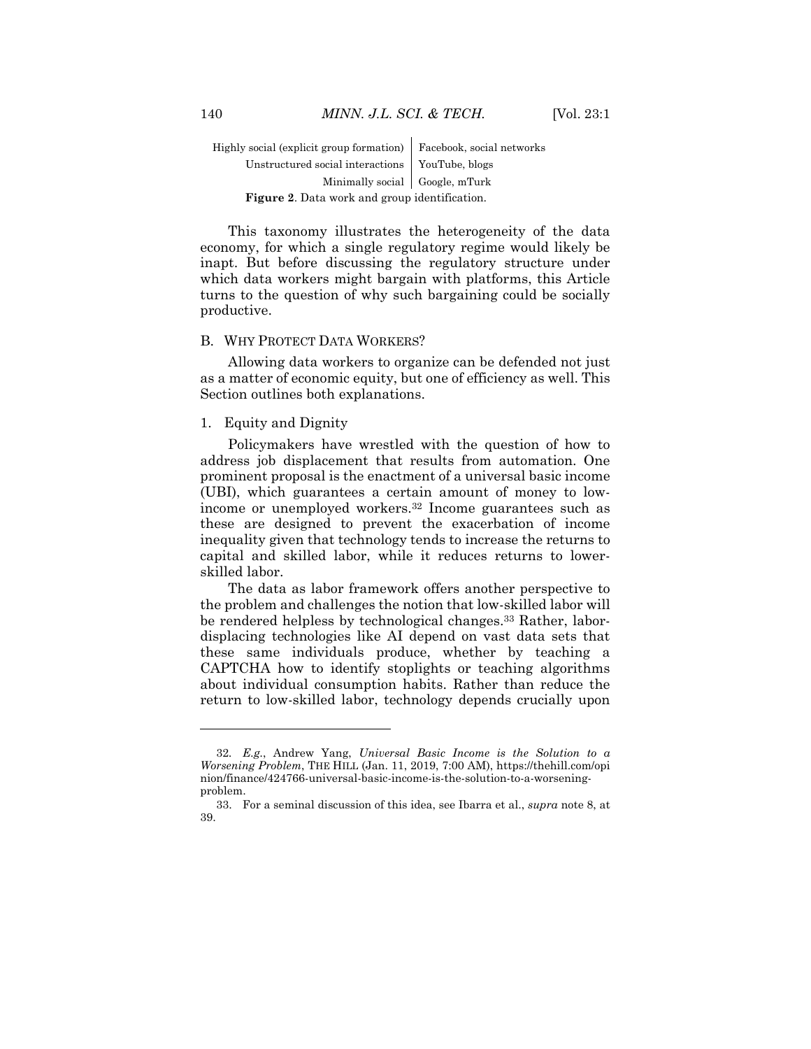| | |
|---|---|
| Highly social (explicit group formation) | Facebook, social networks |
| Unstructured social interactions | YouTube, blogs |
| Minimally social | Google, mTurk |

**Figure 2**. Data work and group identification.

This taxonomy illustrates the heterogeneity of the data economy, for which a single regulatory regime would likely be inapt. But before discussing the regulatory structure under which data workers might bargain with platforms, this Article turns to the question of why such bargaining could be socially productive.

### B. WHY PROTECT DATA WORKERS?

Allowing data workers to organize can be defended not just as a matter of economic equity, but one of efficiency as well. This Section outlines both explanations.

#### 1. Equity and Dignity

Policymakers have wrestled with the question of how to address job displacement that results from automation. One prominent proposal is the enactment of a universal basic income (UBI), which guarantees a certain amount of money to low-income or unemployed workers.[32] Income guarantees such as these are designed to prevent the exacerbation of income inequality given that technology tends to increase the returns to capital and skilled labor, while it reduces returns to lower-skilled labor.

The data as labor framework offers another perspective to the problem and challenges the notion that low-skilled labor will be rendered helpless by technological changes.[33] Rather, labor-displacing technologies like AI depend on vast data sets that these same individuals produce, whether by teaching a CAPTCHA how to identify stoplights or teaching algorithms about individual consumption habits. Rather than reduce the return to low-skilled labor, technology depends crucially upon

---

32. *E.g.*, Andrew Yang, *Universal Basic Income is the Solution to a Worsening Problem*, THE HILL (Jan. 11, 2019, 7:00 AM), https://thehill.com/opinion/finance/424766-universal-basic-income-is-the-solution-to-a-worsening-problem.

33. For a seminal discussion of this idea, see Ibarra et al., *supra* note 8, at 39.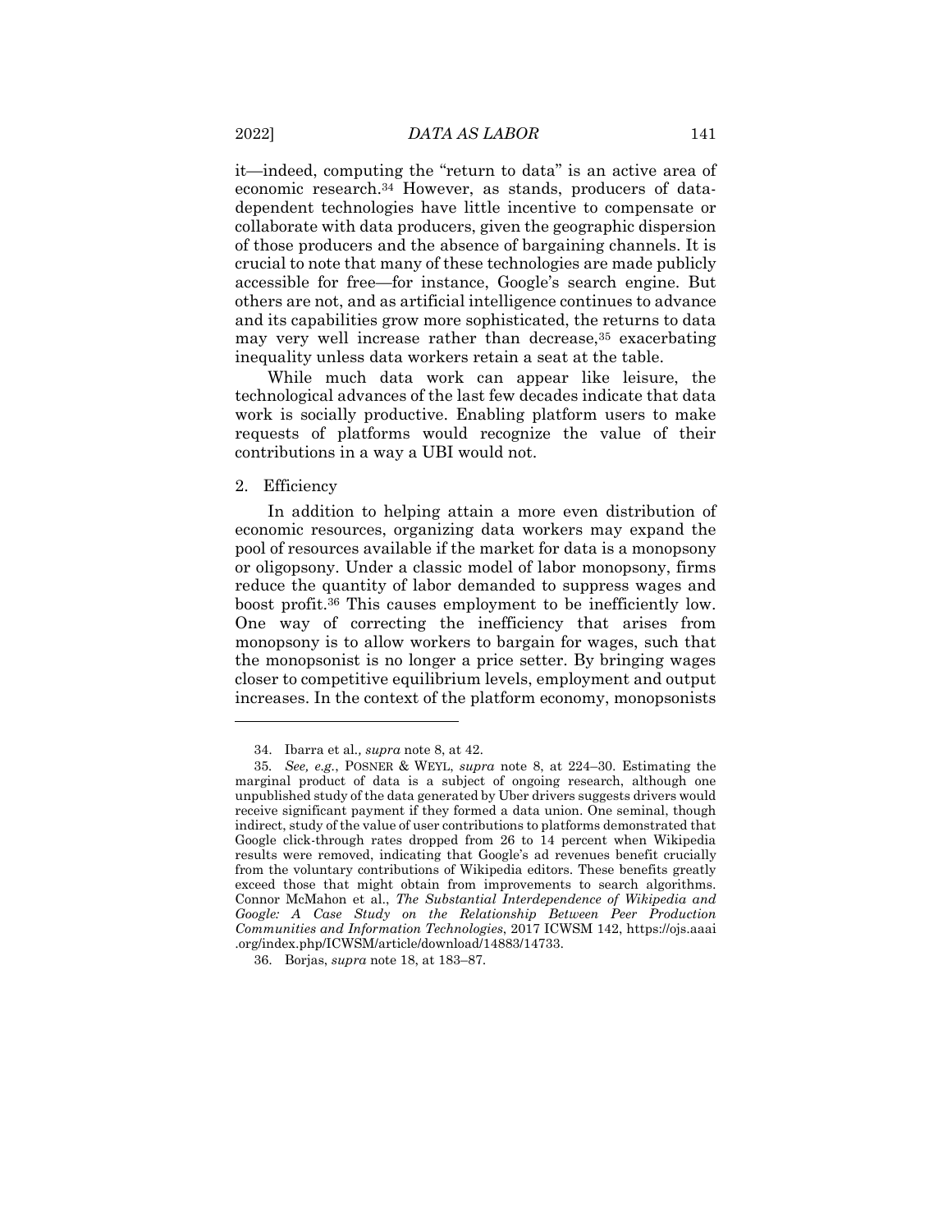it—indeed, computing the "return to data" is an active area of economic research.[34] However, as stands, producers of data-dependent technologies have little incentive to compensate or collaborate with data producers, given the geographic dispersion of those producers and the absence of bargaining channels. It is crucial to note that many of these technologies are made publicly accessible for free—for instance, Google's search engine. But others are not, and as artificial intelligence continues to advance and its capabilities grow more sophisticated, the returns to data may very well increase rather than decrease,[35] exacerbating inequality unless data workers retain a seat at the table.

While much data work can appear like leisure, the technological advances of the last few decades indicate that data work is socially productive. Enabling platform users to make requests of platforms would recognize the value of their contributions in a way a UBI would not.

2. Efficiency

In addition to helping attain a more even distribution of economic resources, organizing data workers may expand the pool of resources available if the market for data is a monopsony or oligopsony. Under a classic model of labor monopsony, firms reduce the quantity of labor demanded to suppress wages and boost profit.[36] This causes employment to be inefficiently low. One way of correcting the inefficiency that arises from monopsony is to allow workers to bargain for wages, such that the monopsonist is no longer a price setter. By bringing wages closer to competitive equilibrium levels, employment and output increases. In the context of the platform economy, monopsonists

---

34. Ibarra et al., *supra* note 8, at 42.

35. *See, e.g.*, POSNER & WEYL, *supra* note 8, at 224–30. Estimating the marginal product of data is a subject of ongoing research, although one unpublished study of the data generated by Uber drivers suggests drivers would receive significant payment if they formed a data union. One seminal, though indirect, study of the value of user contributions to platforms demonstrated that Google click-through rates dropped from 26 to 14 percent when Wikipedia results were removed, indicating that Google's ad revenues benefit crucially from the voluntary contributions of Wikipedia editors. These benefits greatly exceed those that might obtain from improvements to search algorithms. Connor McMahon et al., *The Substantial Interdependence of Wikipedia and Google: A Case Study on the Relationship Between Peer Production Communities and Information Technologies*, 2017 ICWSM 142, https://ojs.aaai.org/index.php/ICWSM/article/download/14883/14733.

36. Borjas, *supra* note 18, at 183–87.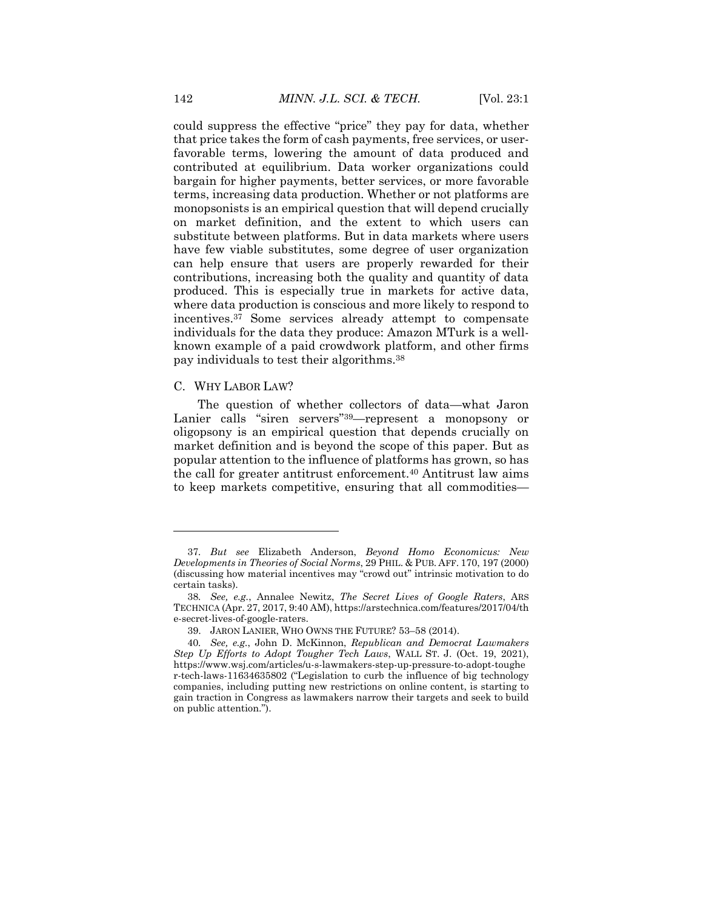could suppress the effective "price" they pay for data, whether that price takes the form of cash payments, free services, or user-favorable terms, lowering the amount of data produced and contributed at equilibrium. Data worker organizations could bargain for higher payments, better services, or more favorable terms, increasing data production. Whether or not platforms are monopsonists is an empirical question that will depend crucially on market definition, and the extent to which users can substitute between platforms. But in data markets where users have few viable substitutes, some degree of user organization can help ensure that users are properly rewarded for their contributions, increasing both the quality and quantity of data produced. This is especially true in markets for active data, where data production is conscious and more likely to respond to incentives.[37] Some services already attempt to compensate individuals for the data they produce: Amazon MTurk is a well-known example of a paid crowdwork platform, and other firms pay individuals to test their algorithms.[38]

### C. WHY LABOR LAW?

The question of whether collectors of data—what Jaron Lanier calls "siren servers"[39]—represent a monopsony or oligopsony is an empirical question that depends crucially on market definition and is beyond the scope of this paper. But as popular attention to the influence of platforms has grown, so has the call for greater antitrust enforcement.[40] Antitrust law aims to keep markets competitive, ensuring that all commodities—

---

37. *But see* Elizabeth Anderson, *Beyond Homo Economicus: New Developments in Theories of Social Norms*, 29 PHIL. & PUB. AFF. 170, 197 (2000) (discussing how material incentives may "crowd out" intrinsic motivation to do certain tasks).

38. *See, e.g.*, Annalee Newitz, *The Secret Lives of Google Raters*, ARS TECHNICA (Apr. 27, 2017, 9:40 AM), https://arstechnica.com/features/2017/04/the-secret-lives-of-google-raters.

39. JARON LANIER, WHO OWNS THE FUTURE? 53–58 (2014).

40. *See, e.g.*, John D. McKinnon, *Republican and Democrat Lawmakers Step Up Efforts to Adopt Tougher Tech Laws*, WALL ST. J. (Oct. 19, 2021), https://www.wsj.com/articles/u-s-lawmakers-step-up-pressure-to-adopt-tougher-tech-laws-11634635802 ("Legislation to curb the influence of big technology companies, including putting new restrictions on online content, is starting to gain traction in Congress as lawmakers narrow their targets and seek to build on public attention.").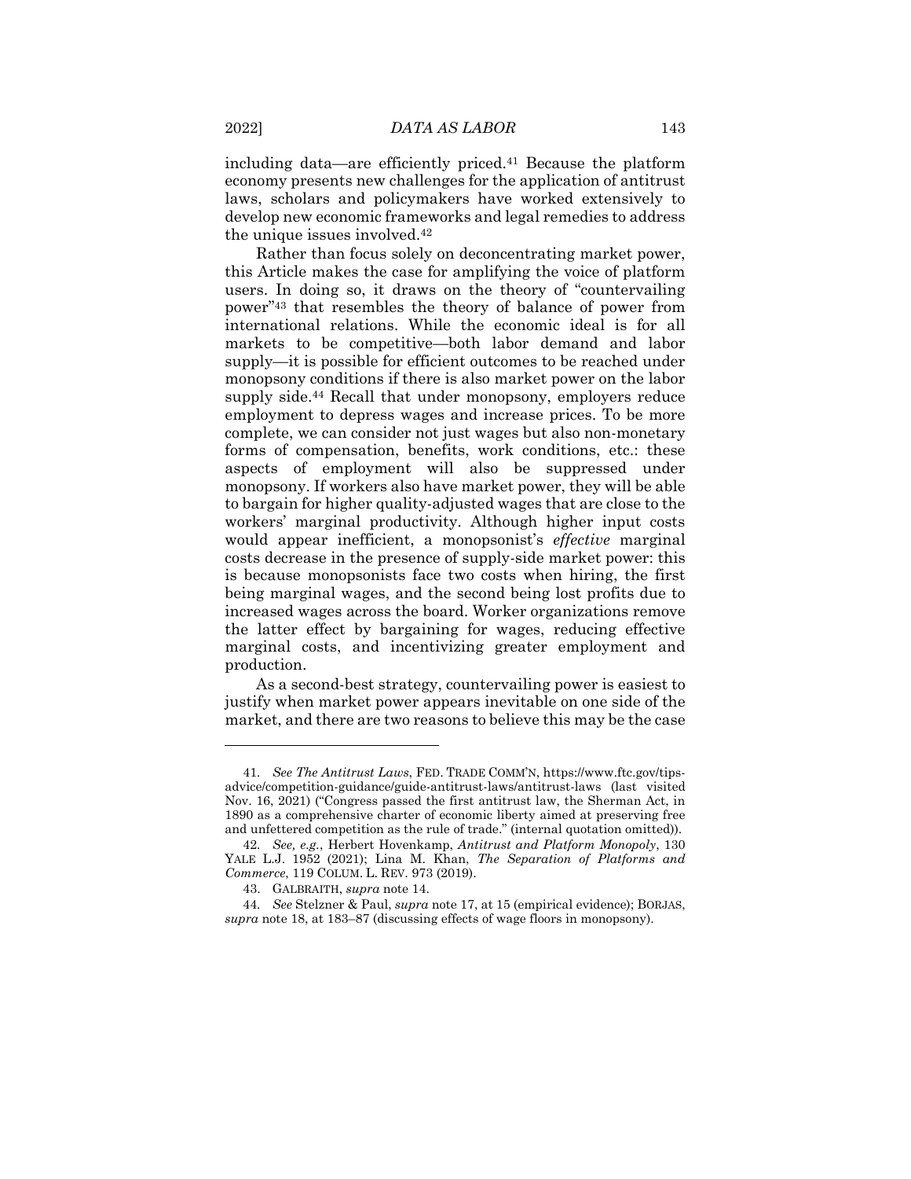including data—are efficiently priced.[41] Because the platform economy presents new challenges for the application of antitrust laws, scholars and policymakers have worked extensively to develop new economic frameworks and legal remedies to address the unique issues involved.[42]

Rather than focus solely on deconcentrating market power, this Article makes the case for amplifying the voice of platform users. In doing so, it draws on the theory of "countervailing power"[43] that resembles the theory of balance of power from international relations. While the economic ideal is for all markets to be competitive—both labor demand and labor supply—it is possible for efficient outcomes to be reached under monopsony conditions if there is also market power on the labor supply side.[44] Recall that under monopsony, employers reduce employment to depress wages and increase prices. To be more complete, we can consider not just wages but also non-monetary forms of compensation, benefits, work conditions, etc.: these aspects of employment will also be suppressed under monopsony. If workers also have market power, they will be able to bargain for higher quality-adjusted wages that are close to the workers' marginal productivity. Although higher input costs would appear inefficient, a monopsonist's *effective* marginal costs decrease in the presence of supply-side market power: this is because monopsonists face two costs when hiring, the first being marginal wages, and the second being lost profits due to increased wages across the board. Worker organizations remove the latter effect by bargaining for wages, reducing effective marginal costs, and incentivizing greater employment and production.

As a second-best strategy, countervailing power is easiest to justify when market power appears inevitable on one side of the market, and there are two reasons to believe this may be the case

---

41. *See The Antitrust Laws*, FED. TRADE COMM'N, https://www.ftc.gov/tips-advice/competition-guidance/guide-antitrust-laws/antitrust-laws (last visited Nov. 16, 2021) ("Congress passed the first antitrust law, the Sherman Act, in 1890 as a comprehensive charter of economic liberty aimed at preserving free and unfettered competition as the rule of trade." (internal quotation omitted)).

42. *See, e.g.*, Herbert Hovenkamp, *Antitrust and Platform Monopoly*, 130 YALE L.J. 1952 (2021); Lina M. Khan, *The Separation of Platforms and Commerce*, 119 COLUM. L. REV. 973 (2019).

43. GALBRAITH, *supra* note 14.

44. *See* Stelzner & Paul, *supra* note 17, at 15 (empirical evidence); BORJAS, *supra* note 18, at 183–87 (discussing effects of wage floors in monopsony).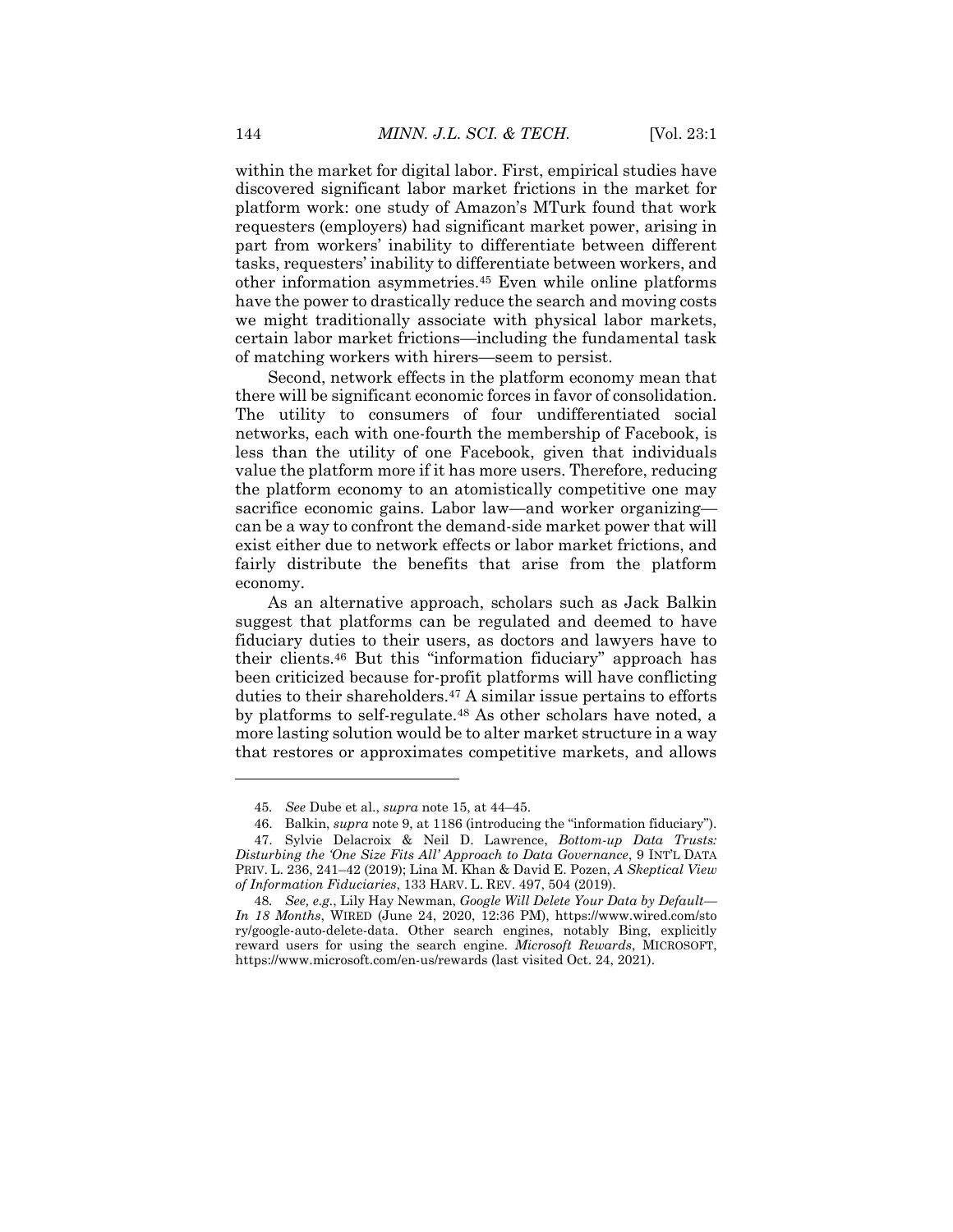within the market for digital labor. First, empirical studies have discovered significant labor market frictions in the market for platform work: one study of Amazon's MTurk found that work requesters (employers) had significant market power, arising in part from workers' inability to differentiate between different tasks, requesters' inability to differentiate between workers, and other information asymmetries.[45] Even while online platforms have the power to drastically reduce the search and moving costs we might traditionally associate with physical labor markets, certain labor market frictions—including the fundamental task of matching workers with hirers—seem to persist.

Second, network effects in the platform economy mean that there will be significant economic forces in favor of consolidation. The utility to consumers of four undifferentiated social networks, each with one-fourth the membership of Facebook, is less than the utility of one Facebook, given that individuals value the platform more if it has more users. Therefore, reducing the platform economy to an atomistically competitive one may sacrifice economic gains. Labor law—and worker organizing—can be a way to confront the demand-side market power that will exist either due to network effects or labor market frictions, and fairly distribute the benefits that arise from the platform economy.

As an alternative approach, scholars such as Jack Balkin suggest that platforms can be regulated and deemed to have fiduciary duties to their users, as doctors and lawyers have to their clients.[46] But this "information fiduciary" approach has been criticized because for-profit platforms will have conflicting duties to their shareholders.[47] A similar issue pertains to efforts by platforms to self-regulate.[48] As other scholars have noted, a more lasting solution would be to alter market structure in a way that restores or approximates competitive markets, and allows

---

45. *See* Dube et al., *supra* note 15, at 44–45.

46. Balkin, *supra* note 9, at 1186 (introducing the "information fiduciary").

47. Sylvie Delacroix & Neil D. Lawrence, *Bottom-up Data Trusts: Disturbing the 'One Size Fits All' Approach to Data Governance*, 9 INT'L DATA PRIV. L. 236, 241–42 (2019); Lina M. Khan & David E. Pozen, *A Skeptical View of Information Fiduciaries*, 133 HARV. L. REV. 497, 504 (2019).

48. *See, e.g.*, Lily Hay Newman, *Google Will Delete Your Data by Default—In 18 Months*, WIRED (June 24, 2020, 12:36 PM), https://www.wired.com/story/google-auto-delete-data. Other search engines, notably Bing, explicitly reward users for using the search engine. *Microsoft Rewards*, MICROSOFT, https://www.microsoft.com/en-us/rewards (last visited Oct. 24, 2021).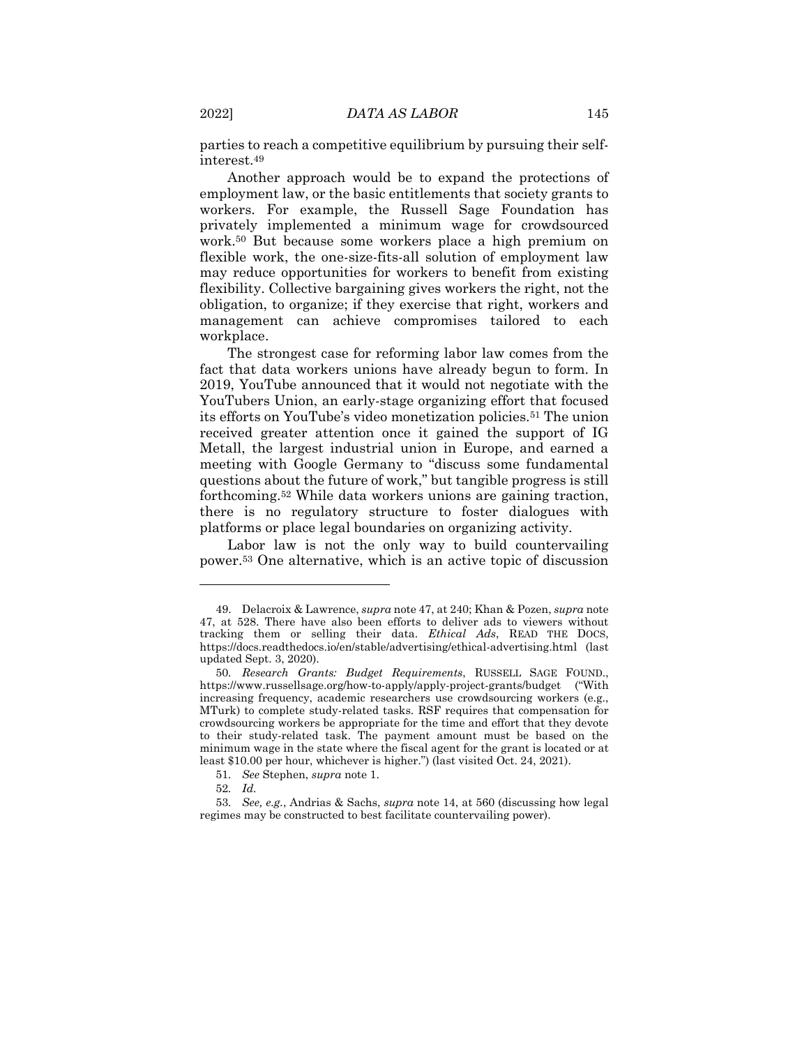parties to reach a competitive equilibrium by pursuing their self-interest.[49]

Another approach would be to expand the protections of employment law, or the basic entitlements that society grants to workers. For example, the Russell Sage Foundation has privately implemented a minimum wage for crowdsourced work.[50] But because some workers place a high premium on flexible work, the one-size-fits-all solution of employment law may reduce opportunities for workers to benefit from existing flexibility. Collective bargaining gives workers the right, not the obligation, to organize; if they exercise that right, workers and management can achieve compromises tailored to each workplace.

The strongest case for reforming labor law comes from the fact that data workers unions have already begun to form. In 2019, YouTube announced that it would not negotiate with the YouTubers Union, an early-stage organizing effort that focused its efforts on YouTube's video monetization policies.[51] The union received greater attention once it gained the support of IG Metall, the largest industrial union in Europe, and earned a meeting with Google Germany to "discuss some fundamental questions about the future of work," but tangible progress is still forthcoming.[52] While data workers unions are gaining traction, there is no regulatory structure to foster dialogues with platforms or place legal boundaries on organizing activity.

Labor law is not the only way to build countervailing power.[53] One alternative, which is an active topic of discussion

---

49. Delacroix & Lawrence, *supra* note 47, at 240; Khan & Pozen, *supra* note 47, at 528. There have also been efforts to deliver ads to viewers without tracking them or selling their data. *Ethical Ads*, READ THE DOCS, https://docs.readthedocs.io/en/stable/advertising/ethical-advertising.html (last updated Sept. 3, 2020).

50. *Research Grants: Budget Requirements*, RUSSELL SAGE FOUND., https://www.russellsage.org/how-to-apply/apply-project-grants/budget ("With increasing frequency, academic researchers use crowdsourcing workers (e.g., MTurk) to complete study-related tasks. RSF requires that compensation for crowdsourcing workers be appropriate for the time and effort that they devote to their study-related task. The payment amount must be based on the minimum wage in the state where the fiscal agent for the grant is located or at least $10.00 per hour, whichever is higher.") (last visited Oct. 24, 2021).

51. *See* Stephen, *supra* note 1.

52. *Id.*

53. *See, e.g.*, Andrias & Sachs, *supra* note 14, at 560 (discussing how legal regimes may be constructed to best facilitate countervailing power).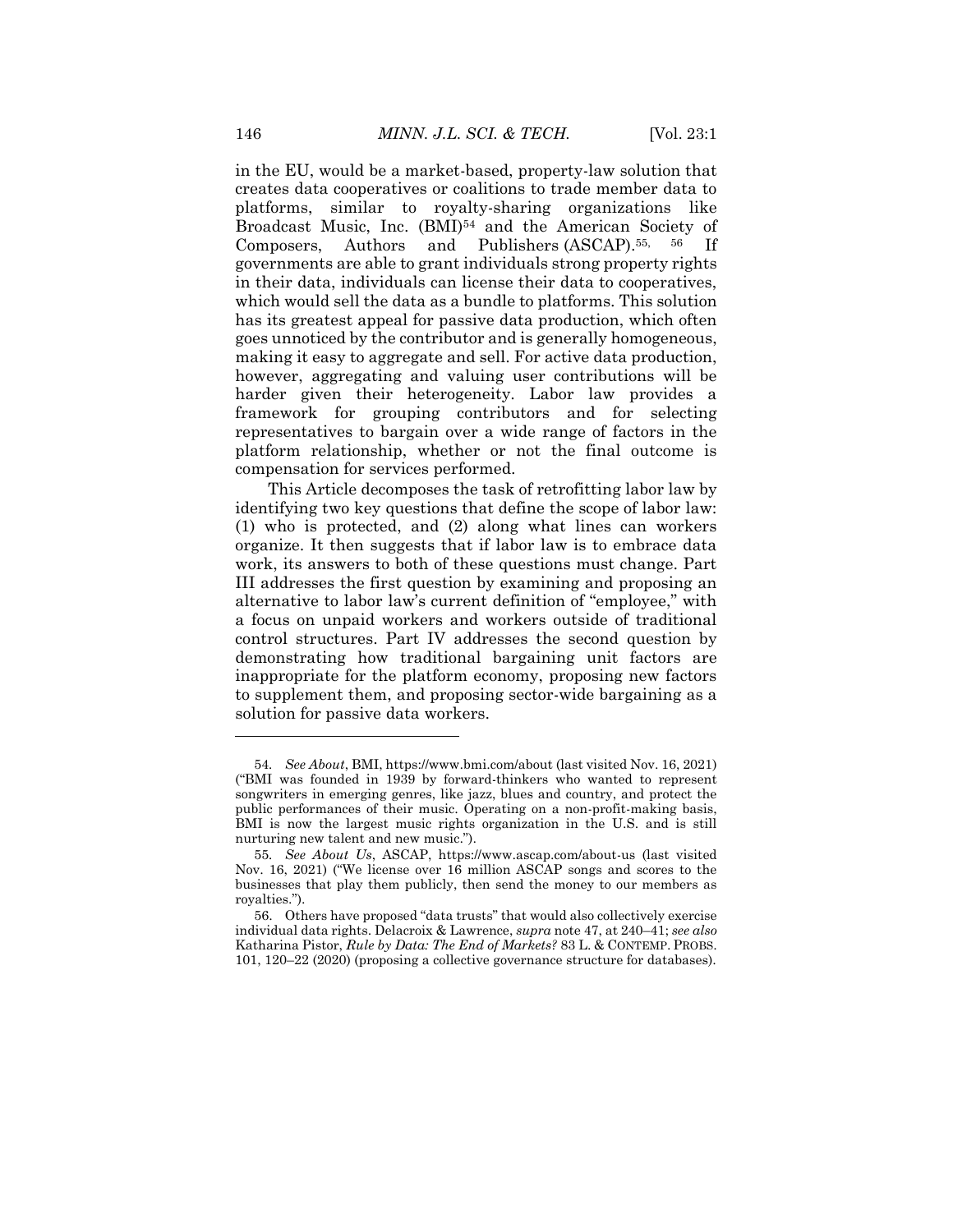in the EU, would be a market-based, property-law solution that creates data cooperatives or coalitions to trade member data to platforms, similar to royalty-sharing organizations like Broadcast Music, Inc. (BMI)[54] and the American Society of Composers, Authors and Publishers (ASCAP).[55, 56] If governments are able to grant individuals strong property rights in their data, individuals can license their data to cooperatives, which would sell the data as a bundle to platforms. This solution has its greatest appeal for passive data production, which often goes unnoticed by the contributor and is generally homogeneous, making it easy to aggregate and sell. For active data production, however, aggregating and valuing user contributions will be harder given their heterogeneity. Labor law provides a framework for grouping contributors and for selecting representatives to bargain over a wide range of factors in the platform relationship, whether or not the final outcome is compensation for services performed.

This Article decomposes the task of retrofitting labor law by identifying two key questions that define the scope of labor law: (1) who is protected, and (2) along what lines can workers organize. It then suggests that if labor law is to embrace data work, its answers to both of these questions must change. Part III addresses the first question by examining and proposing an alternative to labor law's current definition of "employee," with a focus on unpaid workers and workers outside of traditional control structures. Part IV addresses the second question by demonstrating how traditional bargaining unit factors are inappropriate for the platform economy, proposing new factors to supplement them, and proposing sector-wide bargaining as a solution for passive data workers.

---

54. *See About*, BMI, https://www.bmi.com/about (last visited Nov. 16, 2021) ("BMI was founded in 1939 by forward-thinkers who wanted to represent songwriters in emerging genres, like jazz, blues and country, and protect the public performances of their music. Operating on a non-profit-making basis, BMI is now the largest music rights organization in the U.S. and is still nurturing new talent and new music.").

55. *See About Us*, ASCAP, https://www.ascap.com/about-us (last visited Nov. 16, 2021) ("We license over 16 million ASCAP songs and scores to the businesses that play them publicly, then send the money to our members as royalties.").

56. Others have proposed "data trusts" that would also collectively exercise individual data rights. Delacroix & Lawrence, *supra* note 47, at 240–41; *see also* Katharina Pistor, *Rule by Data: The End of Markets?* 83 L. & CONTEMP. PROBS. 101, 120–22 (2020) (proposing a collective governance structure for databases).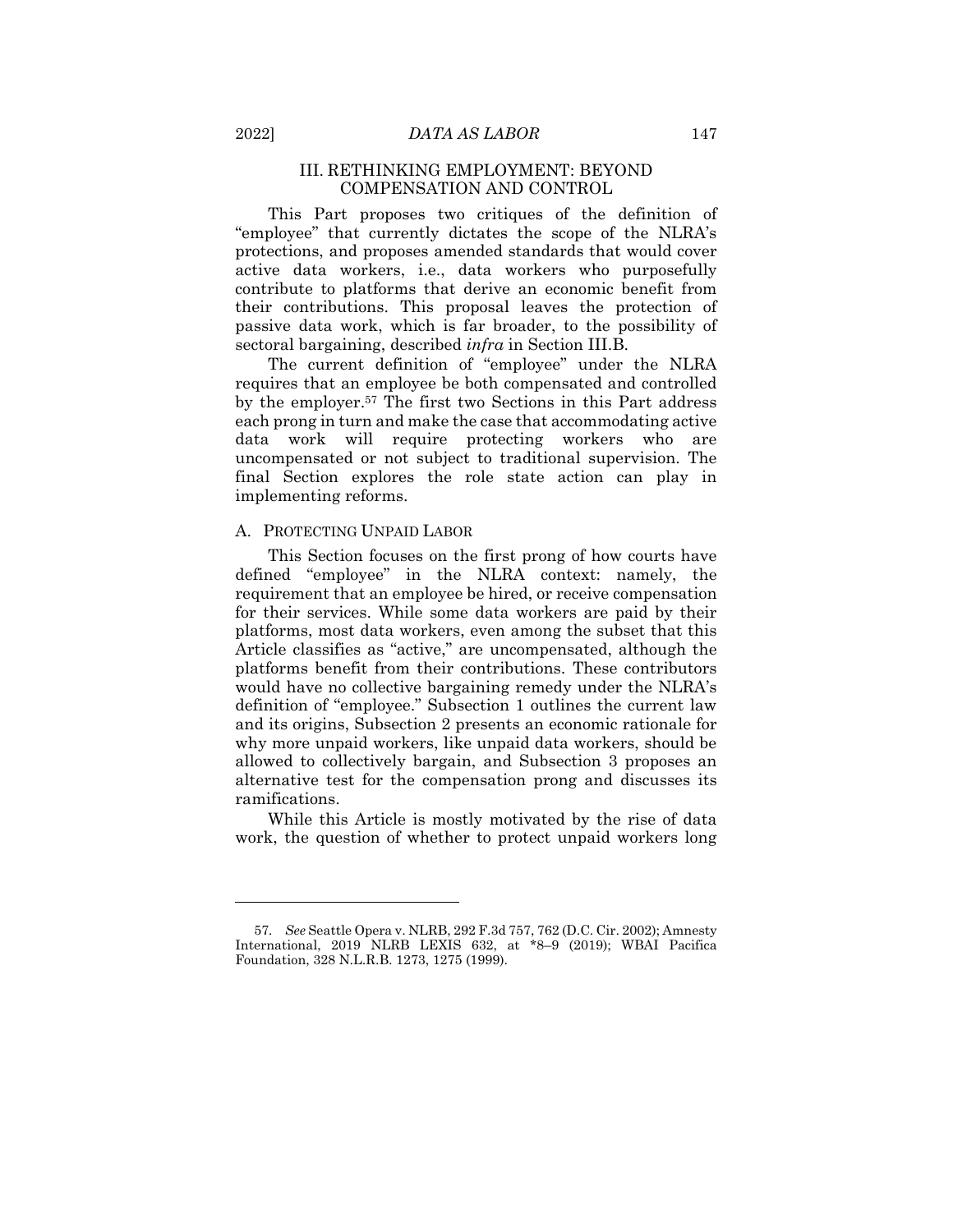## III. RETHINKING EMPLOYMENT: BEYOND COMPENSATION AND CONTROL

This Part proposes two critiques of the definition of "employee" that currently dictates the scope of the NLRA's protections, and proposes amended standards that would cover active data workers, i.e., data workers who purposefully contribute to platforms that derive an economic benefit from their contributions. This proposal leaves the protection of passive data work, which is far broader, to the possibility of sectoral bargaining, described *infra* in Section III.B.

The current definition of "employee" under the NLRA requires that an employee be both compensated and controlled by the employer.[57] The first two Sections in this Part address each prong in turn and make the case that accommodating active data work will require protecting workers who are uncompensated or not subject to traditional supervision. The final Section explores the role state action can play in implementing reforms.

### A. PROTECTING UNPAID LABOR

This Section focuses on the first prong of how courts have defined "employee" in the NLRA context: namely, the requirement that an employee be hired, or receive compensation for their services. While some data workers are paid by their platforms, most data workers, even among the subset that this Article classifies as "active," are uncompensated, although the platforms benefit from their contributions. These contributors would have no collective bargaining remedy under the NLRA's definition of "employee." Subsection 1 outlines the current law and its origins, Subsection 2 presents an economic rationale for why more unpaid workers, like unpaid data workers, should be allowed to collectively bargain, and Subsection 3 proposes an alternative test for the compensation prong and discusses its ramifications.

While this Article is mostly motivated by the rise of data work, the question of whether to protect unpaid workers long

---

57. *See* Seattle Opera v. NLRB, 292 F.3d 757, 762 (D.C. Cir. 2002); Amnesty International, 2019 NLRB LEXIS 632, at *8–9 (2019); WBAI Pacifica Foundation, 328 N.L.R.B. 1273, 1275 (1999).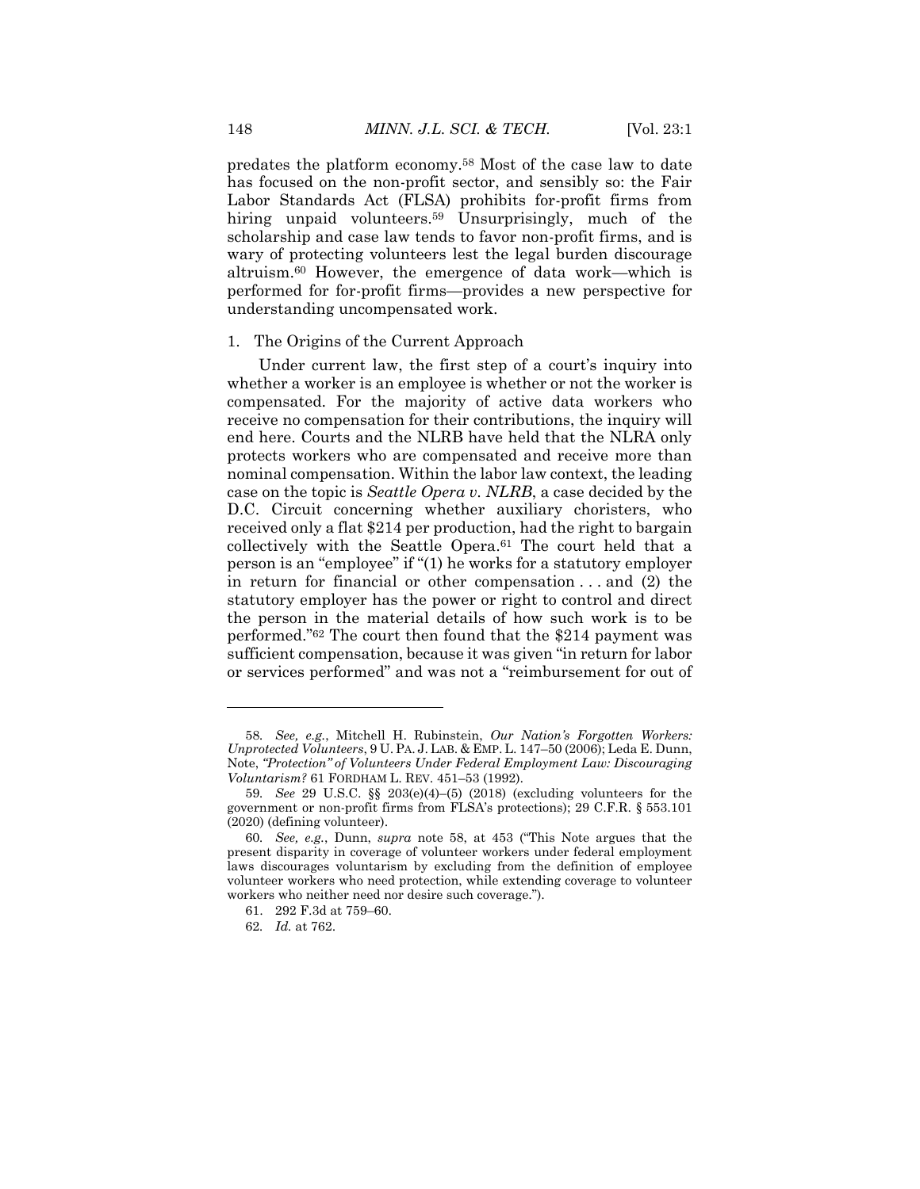predates the platform economy.[58] Most of the case law to date has focused on the non-profit sector, and sensibly so: the Fair Labor Standards Act (FLSA) prohibits for-profit firms from hiring unpaid volunteers.[59] Unsurprisingly, much of the scholarship and case law tends to favor non-profit firms, and is wary of protecting volunteers lest the legal burden discourage altruism.[60] However, the emergence of data work—which is performed for for-profit firms—provides a new perspective for understanding uncompensated work.

1. The Origins of the Current Approach

Under current law, the first step of a court's inquiry into whether a worker is an employee is whether or not the worker is compensated. For the majority of active data workers who receive no compensation for their contributions, the inquiry will end here. Courts and the NLRB have held that the NLRA only protects workers who are compensated and receive more than nominal compensation. Within the labor law context, the leading case on the topic is *Seattle Opera v. NLRB*, a case decided by the D.C. Circuit concerning whether auxiliary choristers, who received only a flat $214 per production, had the right to bargain collectively with the Seattle Opera.[61] The court held that a person is an "employee" if "(1) he works for a statutory employer in return for financial or other compensation . . . and (2) the statutory employer has the power or right to control and direct the person in the material details of how such work is to be performed."[62] The court then found that the $214 payment was sufficient compensation, because it was given "in return for labor or services performed" and was not a "reimbursement for out of

---

58. *See, e.g.*, Mitchell H. Rubinstein, *Our Nation's Forgotten Workers: Unprotected Volunteers*, 9 U. PA. J. LAB. & EMP. L. 147–50 (2006); Leda E. Dunn, Note, *"Protection" of Volunteers Under Federal Employment Law: Discouraging Voluntarism?* 61 FORDHAM L. REV. 451–53 (1992).

59. *See* 29 U.S.C. §§ 203(e)(4)–(5) (2018) (excluding volunteers for the government or non-profit firms from FLSA's protections); 29 C.F.R. § 553.101 (2020) (defining volunteer).

60. *See, e.g.*, Dunn, *supra* note 58, at 453 ("This Note argues that the present disparity in coverage of volunteer workers under federal employment laws discourages voluntarism by excluding from the definition of employee volunteer workers who need protection, while extending coverage to volunteer workers who neither need nor desire such coverage.").

61. 292 F.3d at 759–60.

62. *Id.* at 762.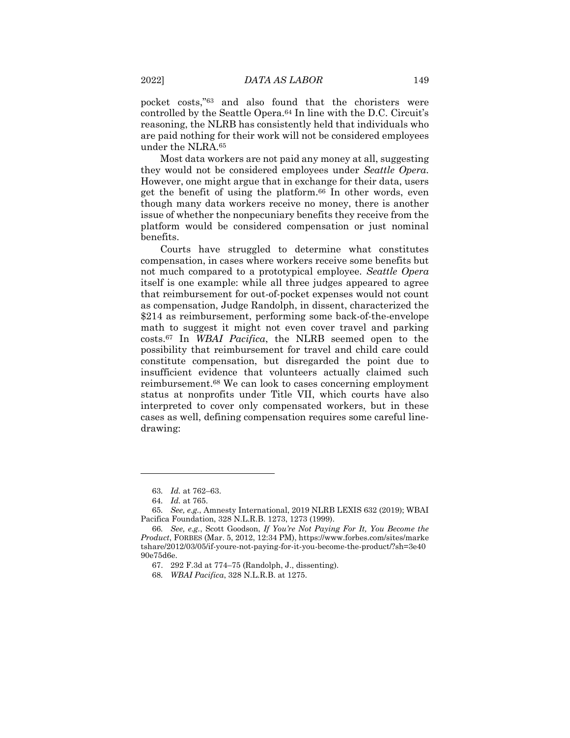pocket costs,"[63] and also found that the choristers were controlled by the Seattle Opera.[64] In line with the D.C. Circuit's reasoning, the NLRB has consistently held that individuals who are paid nothing for their work will not be considered employees under the NLRA.[65]

Most data workers are not paid any money at all, suggesting they would not be considered employees under *Seattle Opera*. However, one might argue that in exchange for their data, users get the benefit of using the platform.[66] In other words, even though many data workers receive no money, there is another issue of whether the nonpecuniary benefits they receive from the platform would be considered compensation or just nominal benefits.

Courts have struggled to determine what constitutes compensation, in cases where workers receive some benefits but not much compared to a prototypical employee. *Seattle Opera* itself is one example: while all three judges appeared to agree that reimbursement for out-of-pocket expenses would not count as compensation, Judge Randolph, in dissent, characterized the $214 as reimbursement, performing some back-of-the-envelope math to suggest it might not even cover travel and parking costs.[67] In *WBAI Pacifica*, the NLRB seemed open to the possibility that reimbursement for travel and child care could constitute compensation, but disregarded the point due to insufficient evidence that volunteers actually claimed such reimbursement.[68] We can look to cases concerning employment status at nonprofits under Title VII, which courts have also interpreted to cover only compensated workers, but in these cases as well, defining compensation requires some careful line-drawing:

---

63. *Id.* at 762–63.

64. *Id.* at 765.

65. *See, e.g.*, Amnesty International, 2019 NLRB LEXIS 632 (2019); WBAI Pacifica Foundation, 328 N.L.R.B. 1273, 1273 (1999).

66. *See, e.g.*, Scott Goodson, *If You're Not Paying For It, You Become the Product*, FORBES (Mar. 5, 2012, 12:34 PM), https://www.forbes.com/sites/marketshare/2012/03/05/if-youre-not-paying-for-it-you-become-the-product/?sh=3e4090e75d6e.

67. 292 F.3d at 774–75 (Randolph, J., dissenting).

68. *WBAI Pacifica*, 328 N.L.R.B. at 1275.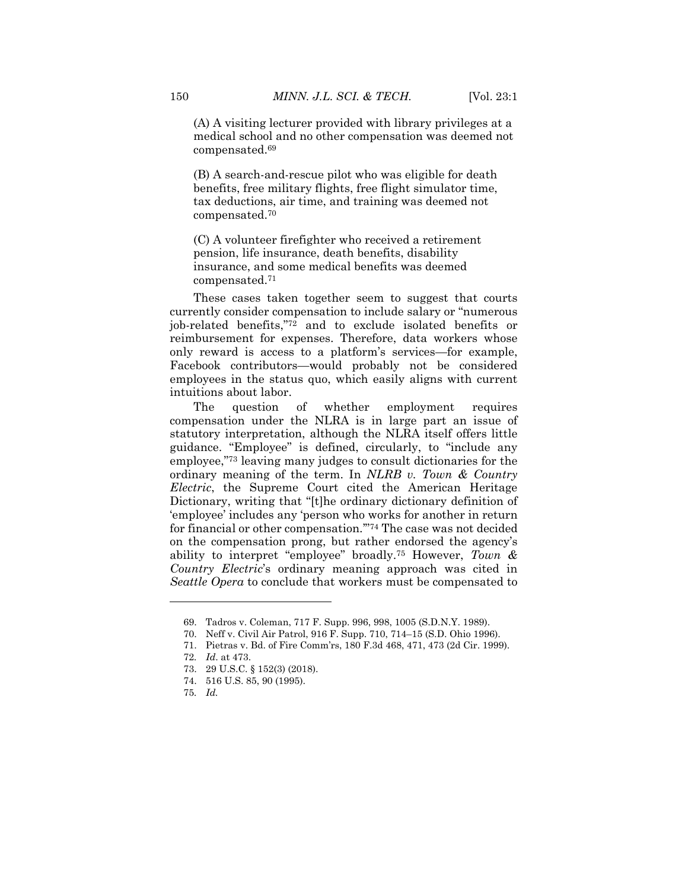(A) A visiting lecturer provided with library privileges at a medical school and no other compensation was deemed not compensated.[69]

(B) A search-and-rescue pilot who was eligible for death benefits, free military flights, free flight simulator time, tax deductions, air time, and training was deemed not compensated.[70]

(C) A volunteer firefighter who received a retirement pension, life insurance, death benefits, disability insurance, and some medical benefits was deemed compensated.[71]

These cases taken together seem to suggest that courts currently consider compensation to include salary or "numerous job-related benefits,"[72] and to exclude isolated benefits or reimbursement for expenses. Therefore, data workers whose only reward is access to a platform's services—for example, Facebook contributors—would probably not be considered employees in the status quo, which easily aligns with current intuitions about labor.

The question of whether employment requires compensation under the NLRA is in large part an issue of statutory interpretation, although the NLRA itself offers little guidance. "Employee" is defined, circularly, to "include any employee,"[73] leaving many judges to consult dictionaries for the ordinary meaning of the term. In *NLRB v. Town & Country Electric*, the Supreme Court cited the American Heritage Dictionary, writing that "[t]he ordinary dictionary definition of 'employee' includes any 'person who works for another in return for financial or other compensation.'"[74] The case was not decided on the compensation prong, but rather endorsed the agency's ability to interpret "employee" broadly.[75] However, *Town & Country Electric*'s ordinary meaning approach was cited in *Seattle Opera* to conclude that workers must be compensated to

---

69. Tadros v. Coleman, 717 F. Supp. 996, 998, 1005 (S.D.N.Y. 1989).
70. Neff v. Civil Air Patrol, 916 F. Supp. 710, 714–15 (S.D. Ohio 1996).
71. Pietras v. Bd. of Fire Comm'rs, 180 F.3d 468, 471, 473 (2d Cir. 1999).
72. *Id.* at 473.
73. 29 U.S.C. § 152(3) (2018).
74. 516 U.S. 85, 90 (1995).
75. *Id.*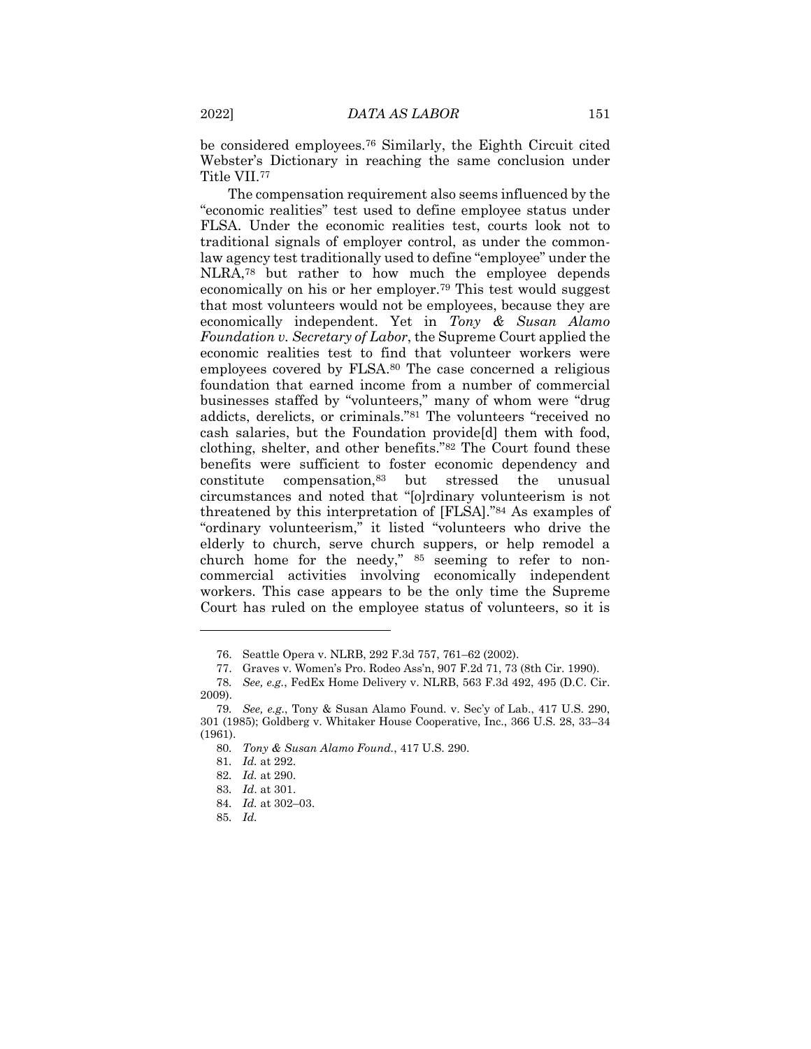be considered employees.[76] Similarly, the Eighth Circuit cited Webster's Dictionary in reaching the same conclusion under Title VII.[77]

The compensation requirement also seems influenced by the "economic realities" test used to define employee status under FLSA. Under the economic realities test, courts look not to traditional signals of employer control, as under the common-law agency test traditionally used to define "employee" under the NLRA,[78] but rather to how much the employee depends economically on his or her employer.[79] This test would suggest that most volunteers would not be employees, because they are economically independent. Yet in *Tony & Susan Alamo Foundation v. Secretary of Labor*, the Supreme Court applied the economic realities test to find that volunteer workers were employees covered by FLSA.[80] The case concerned a religious foundation that earned income from a number of commercial businesses staffed by "volunteers," many of whom were "drug addicts, derelicts, or criminals."[81] The volunteers "received no cash salaries, but the Foundation provide[d] them with food, clothing, shelter, and other benefits."[82] The Court found these benefits were sufficient to foster economic dependency and constitute compensation,[83] but stressed the unusual circumstances and noted that "[o]rdinary volunteerism is not threatened by this interpretation of [FLSA]."[84] As examples of "ordinary volunteerism," it listed "volunteers who drive the elderly to church, serve church suppers, or help remodel a church home for the needy," [85] seeming to refer to non-commercial activities involving economically independent workers. This case appears to be the only time the Supreme Court has ruled on the employee status of volunteers, so it is

---

76. Seattle Opera v. NLRB, 292 F.3d 757, 761–62 (2002).

77. Graves v. Women's Pro. Rodeo Ass'n, 907 F.2d 71, 73 (8th Cir. 1990).

78. *See, e.g.*, FedEx Home Delivery v. NLRB, 563 F.3d 492, 495 (D.C. Cir. 2009).

79. *See, e.g.*, Tony & Susan Alamo Found. v. Sec'y of Lab., 417 U.S. 290, 301 (1985); Goldberg v. Whitaker House Cooperative, Inc., 366 U.S. 28, 33–34 (1961).

80. *Tony & Susan Alamo Found.*, 417 U.S. 290.

81. *Id.* at 292.

82. *Id.* at 290.

83. *Id*. at 301.

84. *Id.* at 302–03.

85. *Id.*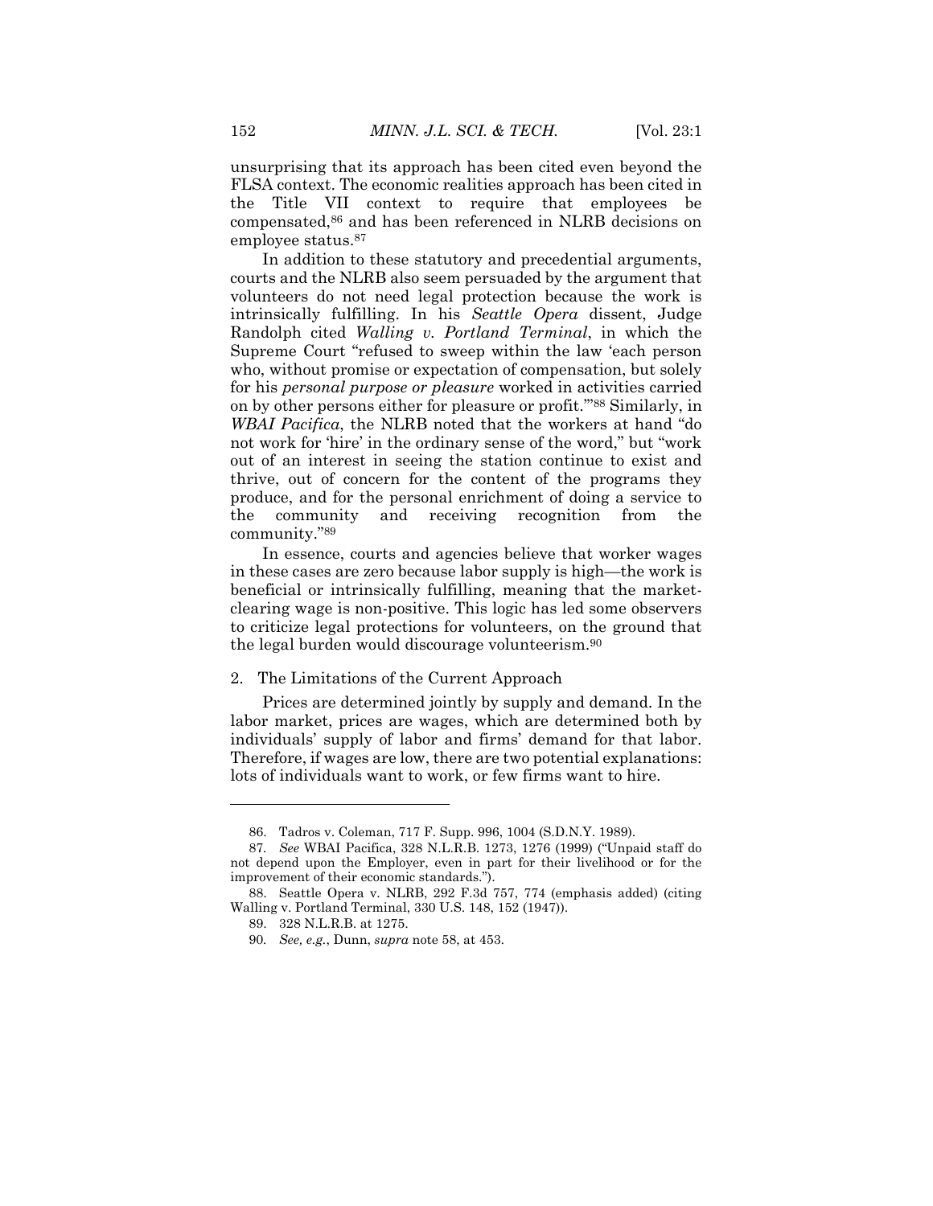unsurprising that its approach has been cited even beyond the FLSA context. The economic realities approach has been cited in the Title VII context to require that employees be compensated,[86] and has been referenced in NLRB decisions on employee status.[87]

In addition to these statutory and precedential arguments, courts and the NLRB also seem persuaded by the argument that volunteers do not need legal protection because the work is intrinsically fulfilling. In his *Seattle Opera* dissent, Judge Randolph cited *Walling v. Portland Terminal*, in which the Supreme Court "refused to sweep within the law 'each person who, without promise or expectation of compensation, but solely for his *personal purpose or pleasure* worked in activities carried on by other persons either for pleasure or profit.'"[88] Similarly, in *WBAI Pacifica*, the NLRB noted that the workers at hand "do not work for 'hire' in the ordinary sense of the word," but "work out of an interest in seeing the station continue to exist and thrive, out of concern for the content of the programs they produce, and for the personal enrichment of doing a service to the community and receiving recognition from the community."[89]

In essence, courts and agencies believe that worker wages in these cases are zero because labor supply is high—the work is beneficial or intrinsically fulfilling, meaning that the market-clearing wage is non-positive. This logic has led some observers to criticize legal protections for volunteers, on the ground that the legal burden would discourage volunteerism.[90]

### 2. The Limitations of the Current Approach

Prices are determined jointly by supply and demand. In the labor market, prices are wages, which are determined both by individuals' supply of labor and firms' demand for that labor. Therefore, if wages are low, there are two potential explanations: lots of individuals want to work, or few firms want to hire.

---

86. Tadros v. Coleman, 717 F. Supp. 996, 1004 (S.D.N.Y. 1989).

87. *See* WBAI Pacifica, 328 N.L.R.B. 1273, 1276 (1999) ("Unpaid staff do not depend upon the Employer, even in part for their livelihood or for the improvement of their economic standards.").

88. Seattle Opera v. NLRB, 292 F.3d 757, 774 (emphasis added) (citing Walling v. Portland Terminal, 330 U.S. 148, 152 (1947)).

89. 328 N.L.R.B. at 1275.

90. *See, e.g.*, Dunn, *supra* note 58, at 453.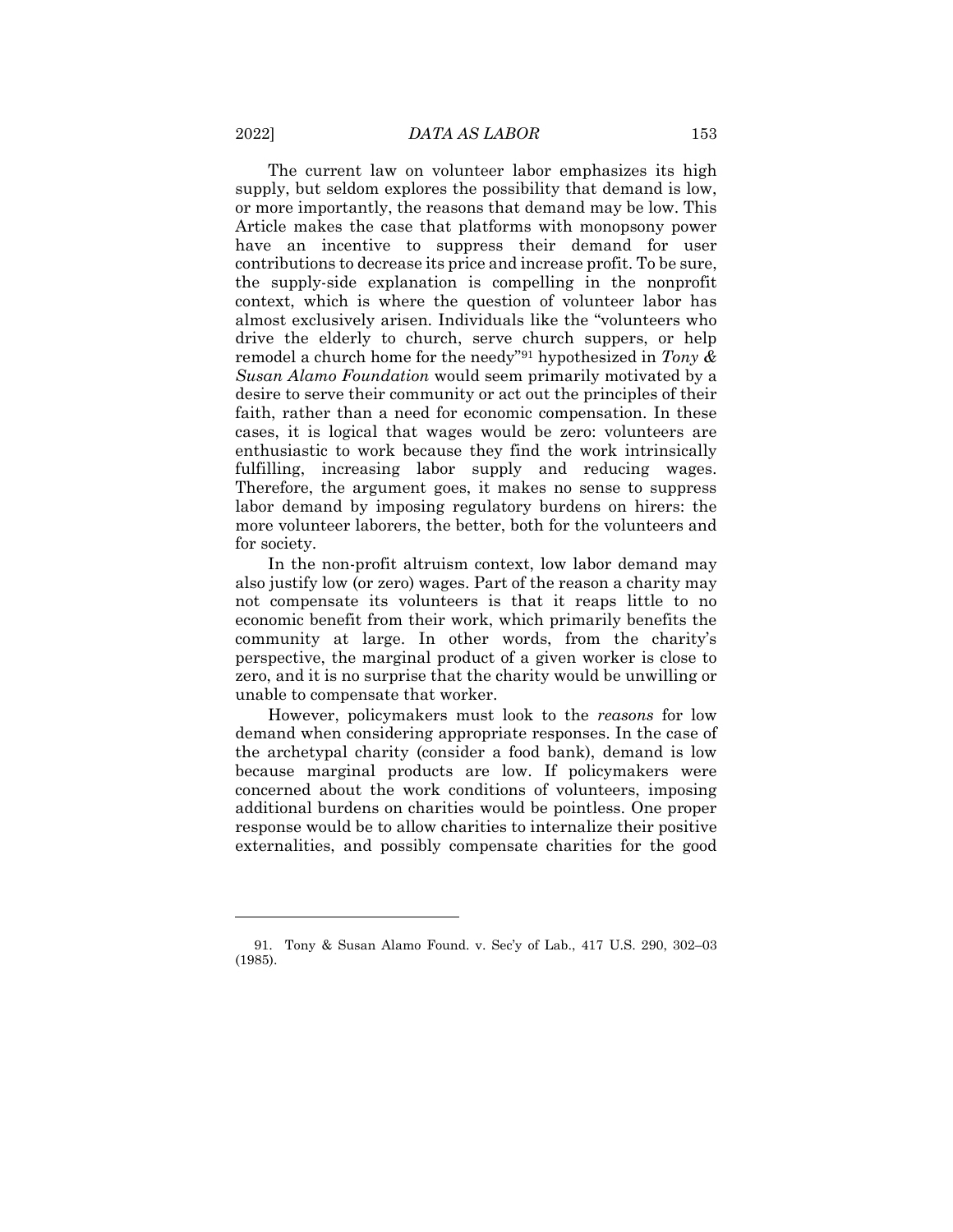The current law on volunteer labor emphasizes its high supply, but seldom explores the possibility that demand is low, or more importantly, the reasons that demand may be low. This Article makes the case that platforms with monopsony power have an incentive to suppress their demand for user contributions to decrease its price and increase profit. To be sure, the supply-side explanation is compelling in the nonprofit context, which is where the question of volunteer labor has almost exclusively arisen. Individuals like the "volunteers who drive the elderly to church, serve church suppers, or help remodel a church home for the needy"[91] hypothesized in *Tony & Susan Alamo Foundation* would seem primarily motivated by a desire to serve their community or act out the principles of their faith, rather than a need for economic compensation. In these cases, it is logical that wages would be zero: volunteers are enthusiastic to work because they find the work intrinsically fulfilling, increasing labor supply and reducing wages. Therefore, the argument goes, it makes no sense to suppress labor demand by imposing regulatory burdens on hirers: the more volunteer laborers, the better, both for the volunteers and for society.

In the non-profit altruism context, low labor demand may also justify low (or zero) wages. Part of the reason a charity may not compensate its volunteers is that it reaps little to no economic benefit from their work, which primarily benefits the community at large. In other words, from the charity's perspective, the marginal product of a given worker is close to zero, and it is no surprise that the charity would be unwilling or unable to compensate that worker.

However, policymakers must look to the *reasons* for low demand when considering appropriate responses. In the case of the archetypal charity (consider a food bank), demand is low because marginal products are low. If policymakers were concerned about the work conditions of volunteers, imposing additional burdens on charities would be pointless. One proper response would be to allow charities to internalize their positive externalities, and possibly compensate charities for the good

91. Tony & Susan Alamo Found. v. Sec'y of Lab., 417 U.S. 290, 302–03 (1985).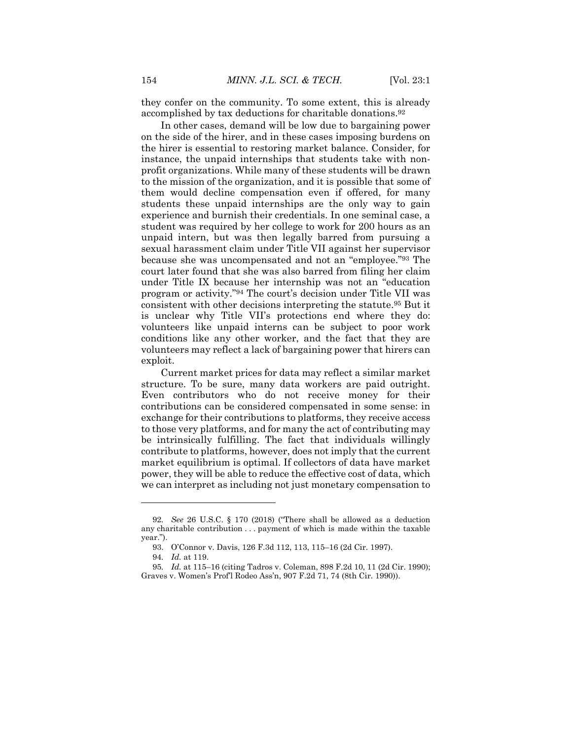they confer on the community. To some extent, this is already accomplished by tax deductions for charitable donations.[92]

In other cases, demand will be low due to bargaining power on the side of the hirer, and in these cases imposing burdens on the hirer is essential to restoring market balance. Consider, for instance, the unpaid internships that students take with non-profit organizations. While many of these students will be drawn to the mission of the organization, and it is possible that some of them would decline compensation even if offered, for many students these unpaid internships are the only way to gain experience and burnish their credentials. In one seminal case, a student was required by her college to work for 200 hours as an unpaid intern, but was then legally barred from pursuing a sexual harassment claim under Title VII against her supervisor because she was uncompensated and not an "employee."[93] The court later found that she was also barred from filing her claim under Title IX because her internship was not an "education program or activity."[94] The court's decision under Title VII was consistent with other decisions interpreting the statute.[95] But it is unclear why Title VII's protections end where they do: volunteers like unpaid interns can be subject to poor work conditions like any other worker, and the fact that they are volunteers may reflect a lack of bargaining power that hirers can exploit.

Current market prices for data may reflect a similar market structure. To be sure, many data workers are paid outright. Even contributors who do not receive money for their contributions can be considered compensated in some sense: in exchange for their contributions to platforms, they receive access to those very platforms, and for many the act of contributing may be intrinsically fulfilling. The fact that individuals willingly contribute to platforms, however, does not imply that the current market equilibrium is optimal. If collectors of data have market power, they will be able to reduce the effective cost of data, which we can interpret as including not just monetary compensation to

---

92. *See* 26 U.S.C. § 170 (2018) ("There shall be allowed as a deduction any charitable contribution . . . payment of which is made within the taxable year.").

93. O'Connor v. Davis, 126 F.3d 112, 113, 115–16 (2d Cir. 1997).

94. *Id.* at 119.

95. *Id.* at 115–16 (citing Tadros v. Coleman, 898 F.2d 10, 11 (2d Cir. 1990); Graves v. Women's Prof'l Rodeo Ass'n, 907 F.2d 71, 74 (8th Cir. 1990)).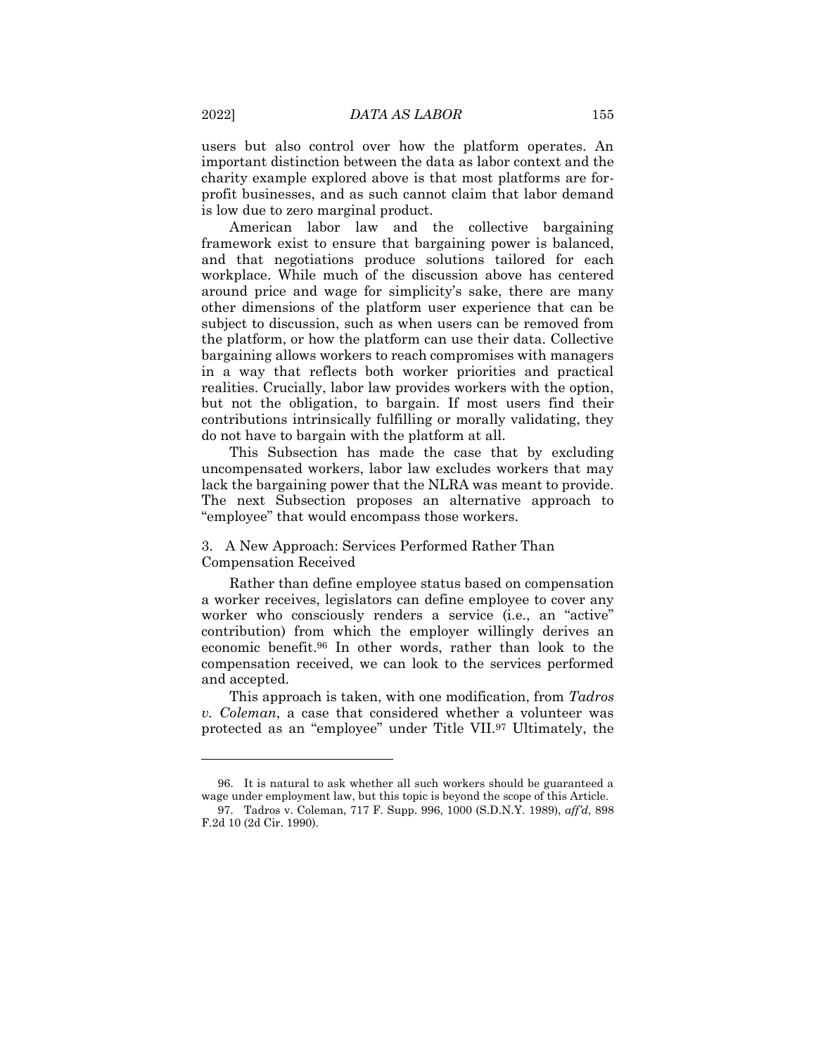users but also control over how the platform operates. An important distinction between the data as labor context and the charity example explored above is that most platforms are for-profit businesses, and as such cannot claim that labor demand is low due to zero marginal product.

American labor law and the collective bargaining framework exist to ensure that bargaining power is balanced, and that negotiations produce solutions tailored for each workplace. While much of the discussion above has centered around price and wage for simplicity's sake, there are many other dimensions of the platform user experience that can be subject to discussion, such as when users can be removed from the platform, or how the platform can use their data. Collective bargaining allows workers to reach compromises with managers in a way that reflects both worker priorities and practical realities. Crucially, labor law provides workers with the option, but not the obligation, to bargain. If most users find their contributions intrinsically fulfilling or morally validating, they do not have to bargain with the platform at all.

This Subsection has made the case that by excluding uncompensated workers, labor law excludes workers that may lack the bargaining power that the NLRA was meant to provide. The next Subsection proposes an alternative approach to "employee" that would encompass those workers.

### 3. A New Approach: Services Performed Rather Than Compensation Received

Rather than define employee status based on compensation a worker receives, legislators can define employee to cover any worker who consciously renders a service (i.e., an "active" contribution) from which the employer willingly derives an economic benefit.[96] In other words, rather than look to the compensation received, we can look to the services performed and accepted.

This approach is taken, with one modification, from *Tadros v. Coleman*, a case that considered whether a volunteer was protected as an "employee" under Title VII.[97] Ultimately, the

---

96. It is natural to ask whether all such workers should be guaranteed a wage under employment law, but this topic is beyond the scope of this Article.

97. Tadros v. Coleman, 717 F. Supp. 996, 1000 (S.D.N.Y. 1989), *aff'd*, 898 F.2d 10 (2d Cir. 1990).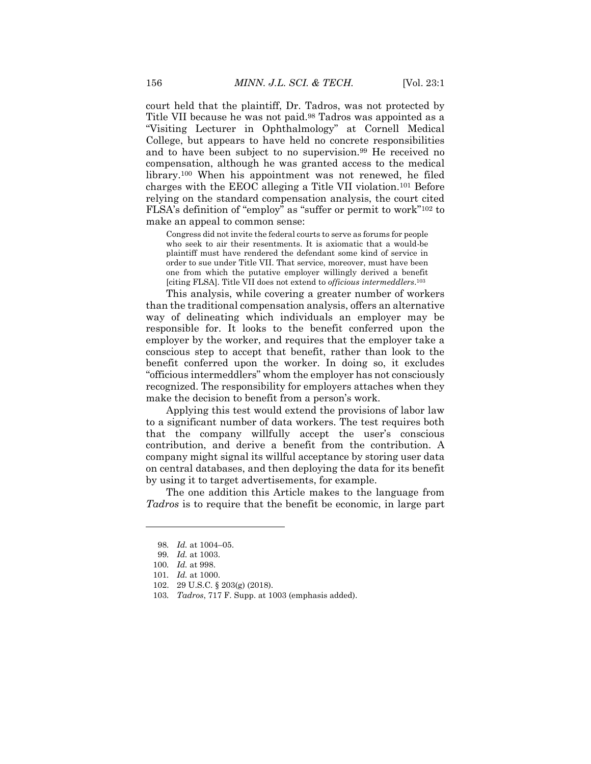court held that the plaintiff, Dr. Tadros, was not protected by Title VII because he was not paid.[98] Tadros was appointed as a "Visiting Lecturer in Ophthalmology" at Cornell Medical College, but appears to have held no concrete responsibilities and to have been subject to no supervision.[99] He received no compensation, although he was granted access to the medical library.[100] When his appointment was not renewed, he filed charges with the EEOC alleging a Title VII violation.[101] Before relying on the standard compensation analysis, the court cited FLSA's definition of "employ" as "suffer or permit to work"[102] to make an appeal to common sense:

> Congress did not invite the federal courts to serve as forums for people who seek to air their resentments. It is axiomatic that a would-be plaintiff must have rendered the defendant some kind of service in order to sue under Title VII. That service, moreover, must have been one from which the putative employer willingly derived a benefit [citing FLSA]. Title VII does not extend to *officious intermeddlers*.[103]

This analysis, while covering a greater number of workers than the traditional compensation analysis, offers an alternative way of delineating which individuals an employer may be responsible for. It looks to the benefit conferred upon the employer by the worker, and requires that the employer take a conscious step to accept that benefit, rather than look to the benefit conferred upon the worker. In doing so, it excludes "officious intermeddlers" whom the employer has not consciously recognized. The responsibility for employers attaches when they make the decision to benefit from a person's work.

Applying this test would extend the provisions of labor law to a significant number of data workers. The test requires both that the company willfully accept the user's conscious contribution, and derive a benefit from the contribution. A company might signal its willful acceptance by storing user data on central databases, and then deploying the data for its benefit by using it to target advertisements, for example.

The one addition this Article makes to the language from *Tadros* is to require that the benefit be economic, in large part

---

98. *Id.* at 1004–05.

99. *Id.* at 1003.

100. *Id.* at 998.

101. *Id.* at 1000.

102. 29 U.S.C. § 203(g) (2018).

103. *Tadros*, 717 F. Supp. at 1003 (emphasis added).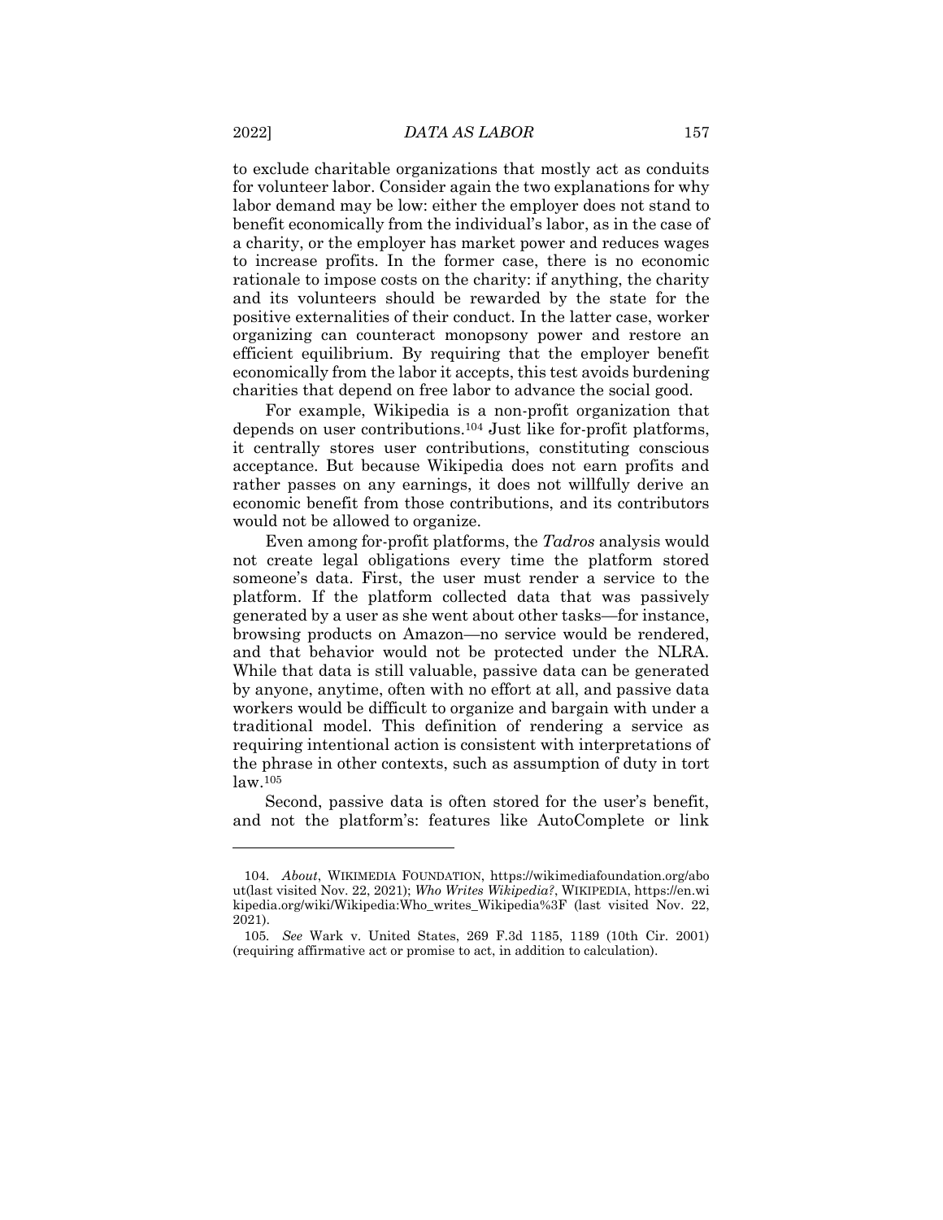to exclude charitable organizations that mostly act as conduits for volunteer labor. Consider again the two explanations for why labor demand may be low: either the employer does not stand to benefit economically from the individual's labor, as in the case of a charity, or the employer has market power and reduces wages to increase profits. In the former case, there is no economic rationale to impose costs on the charity: if anything, the charity and its volunteers should be rewarded by the state for the positive externalities of their conduct. In the latter case, worker organizing can counteract monopsony power and restore an efficient equilibrium. By requiring that the employer benefit economically from the labor it accepts, this test avoids burdening charities that depend on free labor to advance the social good.

For example, Wikipedia is a non-profit organization that depends on user contributions.[104] Just like for-profit platforms, it centrally stores user contributions, constituting conscious acceptance. But because Wikipedia does not earn profits and rather passes on any earnings, it does not willfully derive an economic benefit from those contributions, and its contributors would not be allowed to organize.

Even among for-profit platforms, the *Tadros* analysis would not create legal obligations every time the platform stored someone's data. First, the user must render a service to the platform. If the platform collected data that was passively generated by a user as she went about other tasks—for instance, browsing products on Amazon—no service would be rendered, and that behavior would not be protected under the NLRA. While that data is still valuable, passive data can be generated by anyone, anytime, often with no effort at all, and passive data workers would be difficult to organize and bargain with under a traditional model. This definition of rendering a service as requiring intentional action is consistent with interpretations of the phrase in other contexts, such as assumption of duty in tort law.[105]

Second, passive data is often stored for the user's benefit, and not the platform's: features like AutoComplete or link

---

104. *About*, WIKIMEDIA FOUNDATION, https://wikimediafoundation.org/about(last visited Nov. 22, 2021); *Who Writes Wikipedia?*, WIKIPEDIA, https://en.wikipedia.org/wiki/Wikipedia:Who_writes_Wikipedia%3F (last visited Nov. 22, 2021).

105. *See* Wark v. United States, 269 F.3d 1185, 1189 (10th Cir. 2001) (requiring affirmative act or promise to act, in addition to calculation).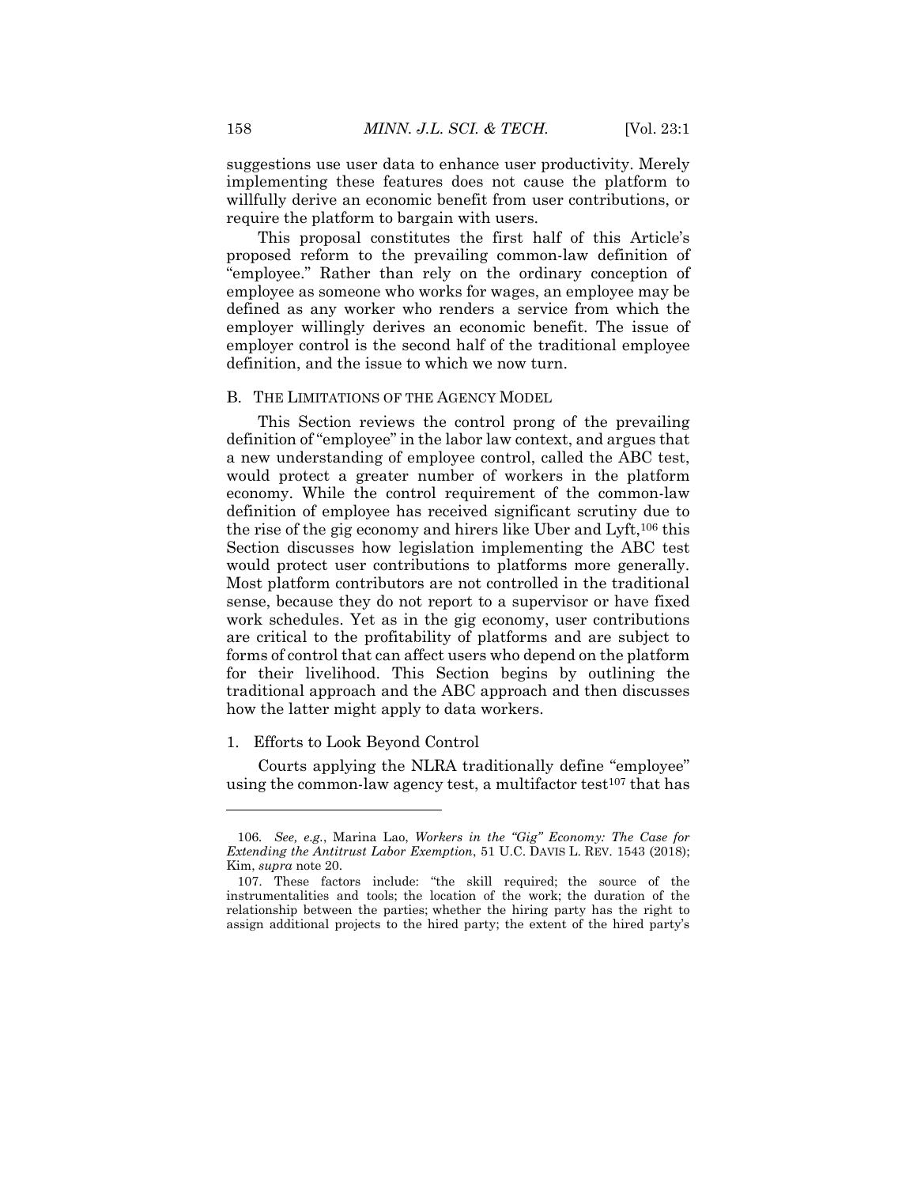suggestions use user data to enhance user productivity. Merely implementing these features does not cause the platform to willfully derive an economic benefit from user contributions, or require the platform to bargain with users.

This proposal constitutes the first half of this Article's proposed reform to the prevailing common-law definition of "employee." Rather than rely on the ordinary conception of employee as someone who works for wages, an employee may be defined as any worker who renders a service from which the employer willingly derives an economic benefit. The issue of employer control is the second half of the traditional employee definition, and the issue to which we now turn.

## B. THE LIMITATIONS OF THE AGENCY MODEL

This Section reviews the control prong of the prevailing definition of "employee" in the labor law context, and argues that a new understanding of employee control, called the ABC test, would protect a greater number of workers in the platform economy. While the control requirement of the common-law definition of employee has received significant scrutiny due to the rise of the gig economy and hirers like Uber and Lyft,[106] this Section discusses how legislation implementing the ABC test would protect user contributions to platforms more generally. Most platform contributors are not controlled in the traditional sense, because they do not report to a supervisor or have fixed work schedules. Yet as in the gig economy, user contributions are critical to the profitability of platforms and are subject to forms of control that can affect users who depend on the platform for their livelihood. This Section begins by outlining the traditional approach and the ABC approach and then discusses how the latter might apply to data workers.

### 1. Efforts to Look Beyond Control

Courts applying the NLRA traditionally define "employee" using the common-law agency test, a multifactor test[107] that has

---

106. *See, e.g.*, Marina Lao, *Workers in the "Gig" Economy: The Case for Extending the Antitrust Labor Exemption*, 51 U.C. DAVIS L. REV. 1543 (2018); Kim, *supra* note 20.

107. These factors include: "the skill required; the source of the instrumentalities and tools; the location of the work; the duration of the relationship between the parties; whether the hiring party has the right to assign additional projects to the hired party; the extent of the hired party's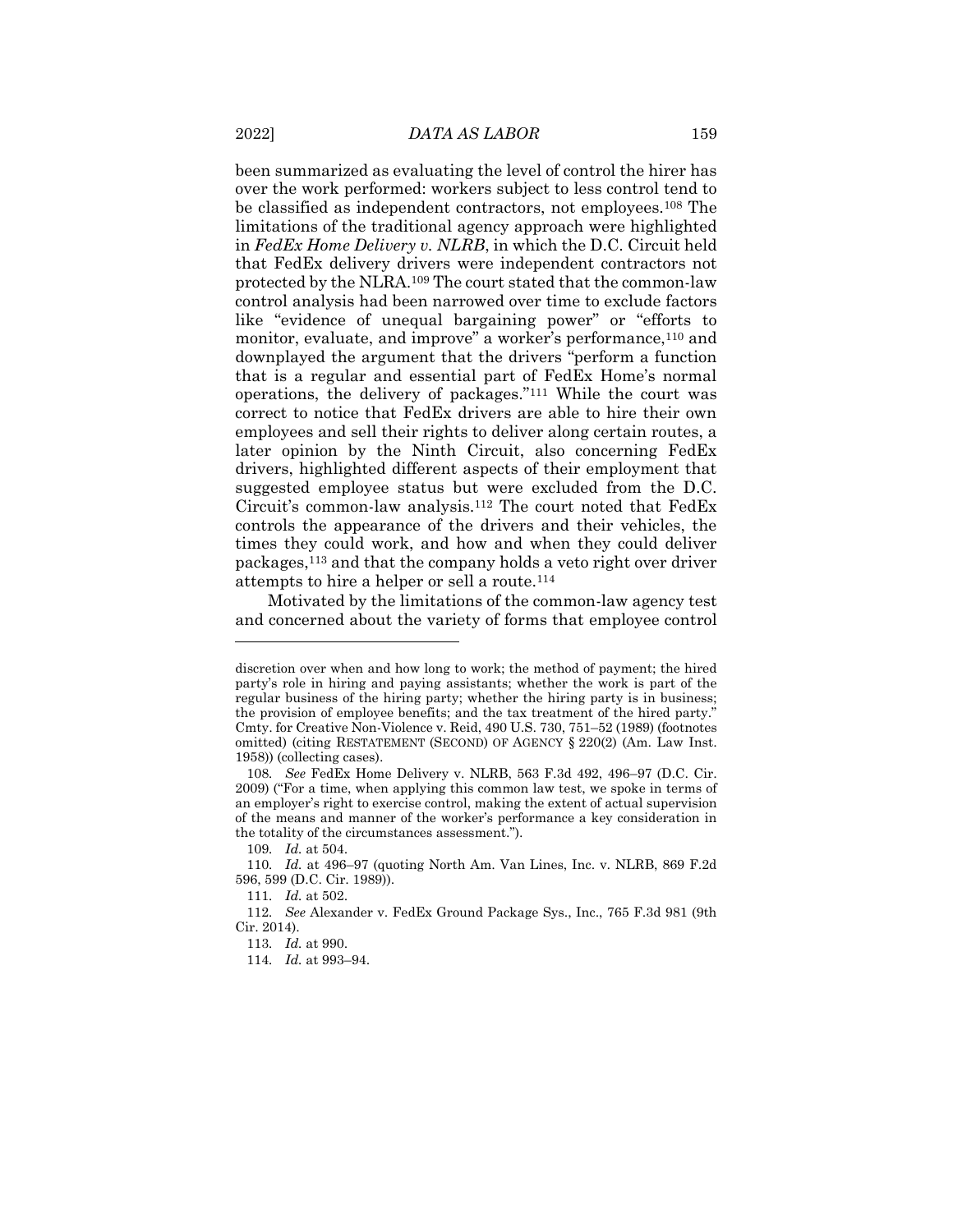been summarized as evaluating the level of control the hirer has over the work performed: workers subject to less control tend to be classified as independent contractors, not employees.[108] The limitations of the traditional agency approach were highlighted in *FedEx Home Delivery v. NLRB*, in which the D.C. Circuit held that FedEx delivery drivers were independent contractors not protected by the NLRA.[109] The court stated that the common-law control analysis had been narrowed over time to exclude factors like "evidence of unequal bargaining power" or "efforts to monitor, evaluate, and improve" a worker's performance,[110] and downplayed the argument that the drivers "perform a function that is a regular and essential part of FedEx Home's normal operations, the delivery of packages."[111] While the court was correct to notice that FedEx drivers are able to hire their own employees and sell their rights to deliver along certain routes, a later opinion by the Ninth Circuit, also concerning FedEx drivers, highlighted different aspects of their employment that suggested employee status but were excluded from the D.C. Circuit's common-law analysis.[112] The court noted that FedEx controls the appearance of the drivers and their vehicles, the times they could work, and how and when they could deliver packages,[113] and that the company holds a veto right over driver attempts to hire a helper or sell a route.[114]

Motivated by the limitations of the common-law agency test and concerned about the variety of forms that employee control

---

discretion over when and how long to work; the method of payment; the hired party's role in hiring and paying assistants; whether the work is part of the regular business of the hiring party; whether the hiring party is in business; the provision of employee benefits; and the tax treatment of the hired party." Cmty. for Creative Non-Violence v. Reid, 490 U.S. 730, 751–52 (1989) (footnotes omitted) (citing RESTATEMENT (SECOND) OF AGENCY § 220(2) (Am. Law Inst. 1958)) (collecting cases).

108. *See* FedEx Home Delivery v. NLRB, 563 F.3d 492, 496–97 (D.C. Cir. 2009) ("For a time, when applying this common law test, we spoke in terms of an employer's right to exercise control, making the extent of actual supervision of the means and manner of the worker's performance a key consideration in the totality of the circumstances assessment.").

109. *Id.* at 504.

110. *Id.* at 496–97 (quoting North Am. Van Lines, Inc. v. NLRB, 869 F.2d 596, 599 (D.C. Cir. 1989)).

111. *Id.* at 502.

112. *See* Alexander v. FedEx Ground Package Sys., Inc., 765 F.3d 981 (9th Cir. 2014).

113. *Id.* at 990.

114. *Id.* at 993–94.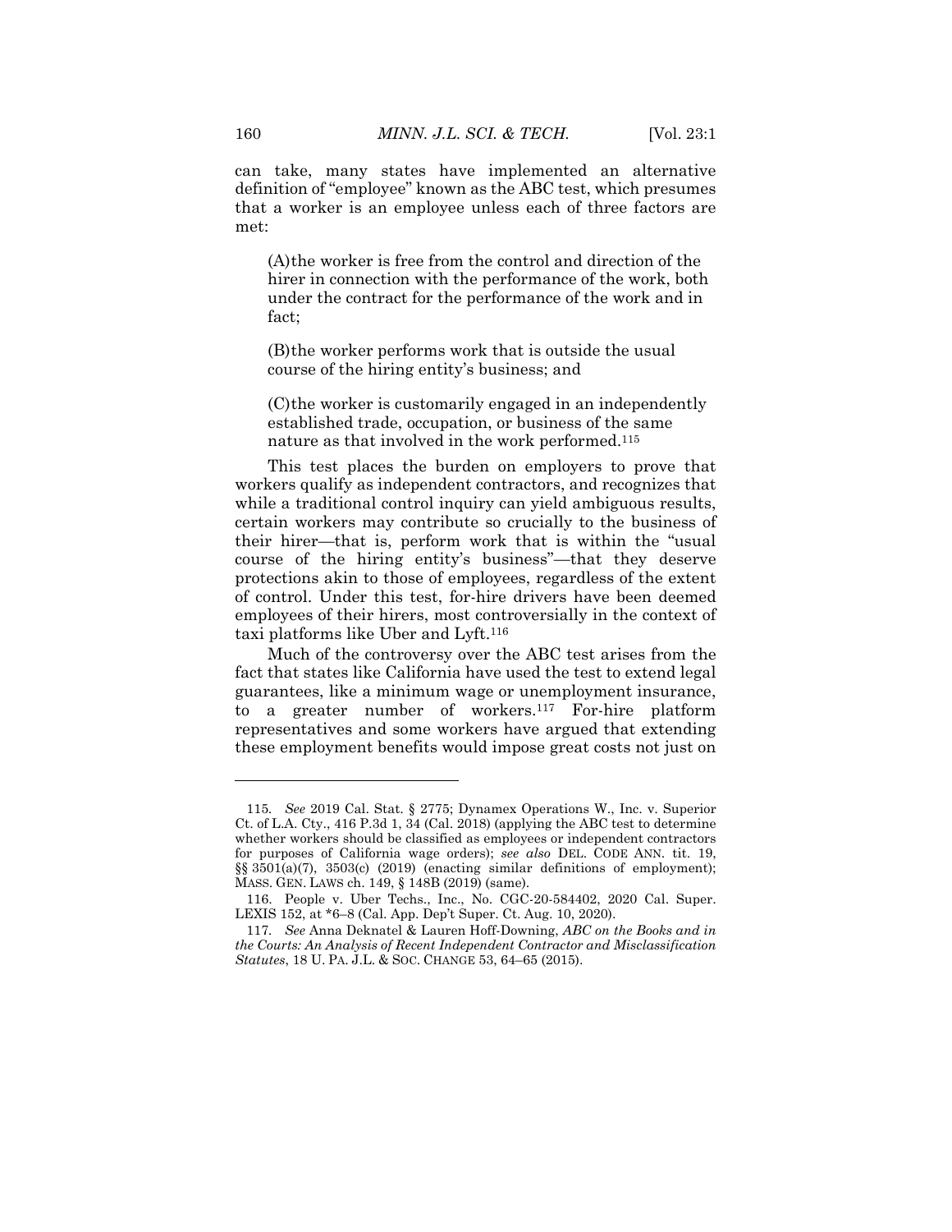can take, many states have implemented an alternative definition of "employee" known as the ABC test, which presumes that a worker is an employee unless each of three factors are met:

> (A)the worker is free from the control and direction of the hirer in connection with the performance of the work, both under the contract for the performance of the work and in fact;
>
> (B)the worker performs work that is outside the usual course of the hiring entity's business; and
>
> (C)the worker is customarily engaged in an independently established trade, occupation, or business of the same nature as that involved in the work performed.[115]

This test places the burden on employers to prove that workers qualify as independent contractors, and recognizes that while a traditional control inquiry can yield ambiguous results, certain workers may contribute so crucially to the business of their hirer—that is, perform work that is within the "usual course of the hiring entity's business"—that they deserve protections akin to those of employees, regardless of the extent of control. Under this test, for-hire drivers have been deemed employees of their hirers, most controversially in the context of taxi platforms like Uber and Lyft.[116]

Much of the controversy over the ABC test arises from the fact that states like California have used the test to extend legal guarantees, like a minimum wage or unemployment insurance, to a greater number of workers.[117] For-hire platform representatives and some workers have argued that extending these employment benefits would impose great costs not just on

---

115. *See* 2019 Cal. Stat. § 2775; Dynamex Operations W., Inc. v. Superior Ct. of L.A. Cty., 416 P.3d 1, 34 (Cal. 2018) (applying the ABC test to determine whether workers should be classified as employees or independent contractors for purposes of California wage orders); *see also* DEL. CODE ANN. tit. 19, §§ 3501(a)(7), 3503(c) (2019) (enacting similar definitions of employment); MASS. GEN. LAWS ch. 149, § 148B (2019) (same).

116. People v. Uber Techs., Inc., No. CGC-20-584402, 2020 Cal. Super. LEXIS 152, at *6–8 (Cal. App. Dep't Super. Ct. Aug. 10, 2020).

117. *See* Anna Deknatel & Lauren Hoff-Downing, *ABC on the Books and in the Courts: An Analysis of Recent Independent Contractor and Misclassification Statutes*, 18 U. PA. J.L. & SOC. CHANGE 53, 64–65 (2015).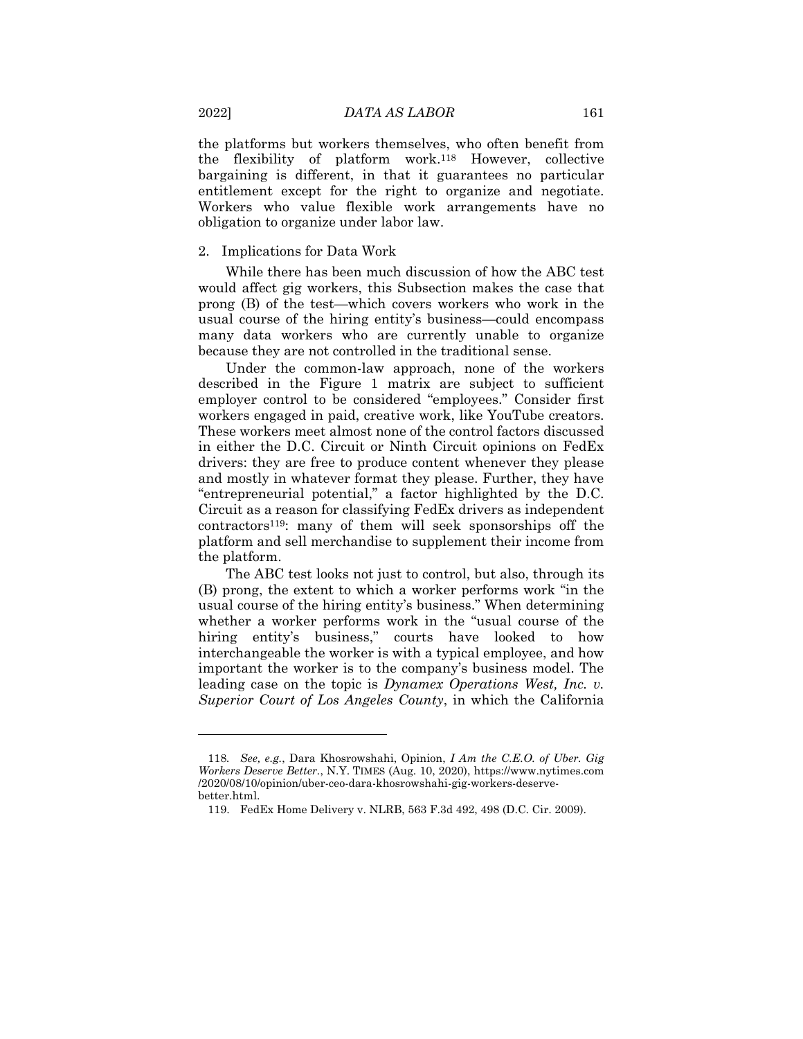the platforms but workers themselves, who often benefit from the flexibility of platform work.[118] However, collective bargaining is different, in that it guarantees no particular entitlement except for the right to organize and negotiate. Workers who value flexible work arrangements have no obligation to organize under labor law.

### 2. Implications for Data Work

While there has been much discussion of how the ABC test would affect gig workers, this Subsection makes the case that prong (B) of the test—which covers workers who work in the usual course of the hiring entity's business—could encompass many data workers who are currently unable to organize because they are not controlled in the traditional sense.

Under the common-law approach, none of the workers described in the Figure 1 matrix are subject to sufficient employer control to be considered "employees." Consider first workers engaged in paid, creative work, like YouTube creators. These workers meet almost none of the control factors discussed in either the D.C. Circuit or Ninth Circuit opinions on FedEx drivers: they are free to produce content whenever they please and mostly in whatever format they please. Further, they have "entrepreneurial potential," a factor highlighted by the D.C. Circuit as a reason for classifying FedEx drivers as independent contractors[119]: many of them will seek sponsorships off the platform and sell merchandise to supplement their income from the platform.

The ABC test looks not just to control, but also, through its (B) prong, the extent to which a worker performs work "in the usual course of the hiring entity's business." When determining whether a worker performs work in the "usual course of the hiring entity's business," courts have looked to how interchangeable the worker is with a typical employee, and how important the worker is to the company's business model. The leading case on the topic is *Dynamex Operations West, Inc. v. Superior Court of Los Angeles County*, in which the California

---

118. *See, e.g.*, Dara Khosrowshahi, Opinion, *I Am the C.E.O. of Uber. Gig Workers Deserve Better.*, N.Y. TIMES (Aug. 10, 2020), https://www.nytimes.com/2020/08/10/opinion/uber-ceo-dara-khosrowshahi-gig-workers-deserve-better.html.

119. FedEx Home Delivery v. NLRB, 563 F.3d 492, 498 (D.C. Cir. 2009).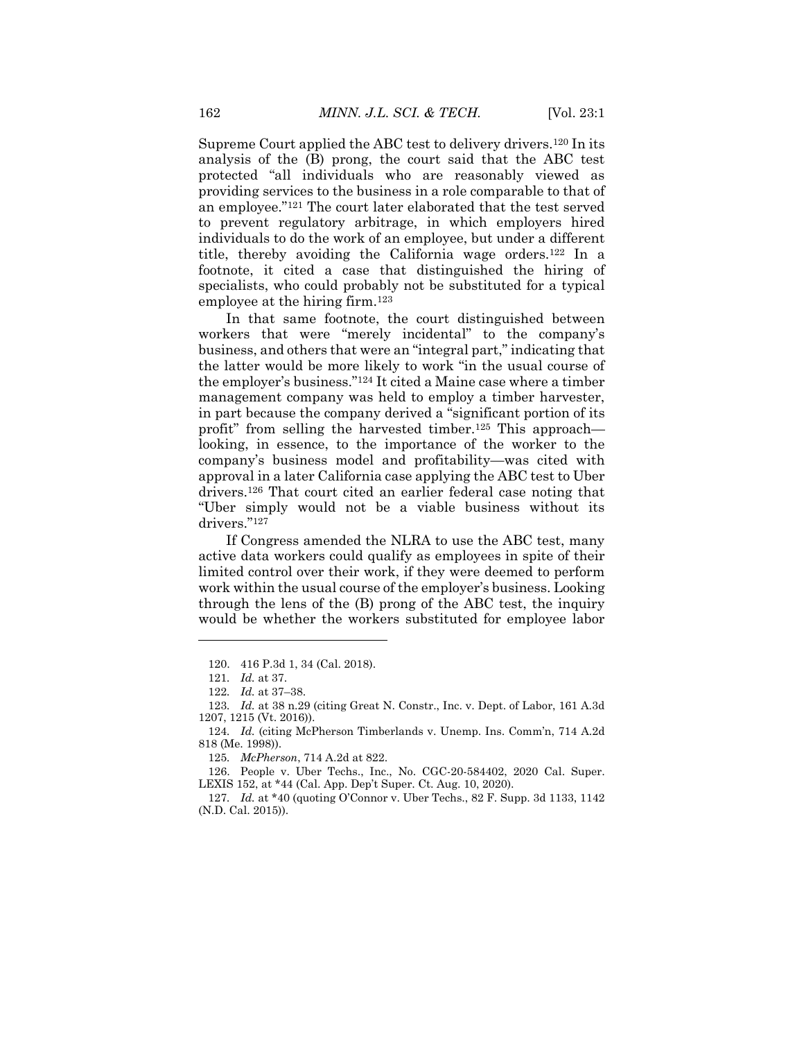Supreme Court applied the ABC test to delivery drivers.[120] In its analysis of the (B) prong, the court said that the ABC test protected "all individuals who are reasonably viewed as providing services to the business in a role comparable to that of an employee."[121] The court later elaborated that the test served to prevent regulatory arbitrage, in which employers hired individuals to do the work of an employee, but under a different title, thereby avoiding the California wage orders.[122] In a footnote, it cited a case that distinguished the hiring of specialists, who could probably not be substituted for a typical employee at the hiring firm.[123]

In that same footnote, the court distinguished between workers that were "merely incidental" to the company's business, and others that were an "integral part," indicating that the latter would be more likely to work "in the usual course of the employer's business."[124] It cited a Maine case where a timber management company was held to employ a timber harvester, in part because the company derived a "significant portion of its profit" from selling the harvested timber.[125] This approach—looking, in essence, to the importance of the worker to the company's business model and profitability—was cited with approval in a later California case applying the ABC test to Uber drivers.[126] That court cited an earlier federal case noting that "Uber simply would not be a viable business without its drivers."[127]

If Congress amended the NLRA to use the ABC test, many active data workers could qualify as employees in spite of their limited control over their work, if they were deemed to perform work within the usual course of the employer's business. Looking through the lens of the (B) prong of the ABC test, the inquiry would be whether the workers substituted for employee labor

---

120. 416 P.3d 1, 34 (Cal. 2018).

121. *Id.* at 37.

122. *Id.* at 37–38.

123. *Id.* at 38 n.29 (citing Great N. Constr., Inc. v. Dept. of Labor, 161 A.3d 1207, 1215 (Vt. 2016)).

124. *Id.* (citing McPherson Timberlands v. Unemp. Ins. Comm'n, 714 A.2d 818 (Me. 1998)).

125. *McPherson*, 714 A.2d at 822.

126. People v. Uber Techs., Inc., No. CGC-20-584402, 2020 Cal. Super. LEXIS 152, at *44 (Cal. App. Dep't Super. Ct. Aug. 10, 2020).

127. *Id.* at *40 (quoting O'Connor v. Uber Techs., 82 F. Supp. 3d 1133, 1142 (N.D. Cal. 2015)).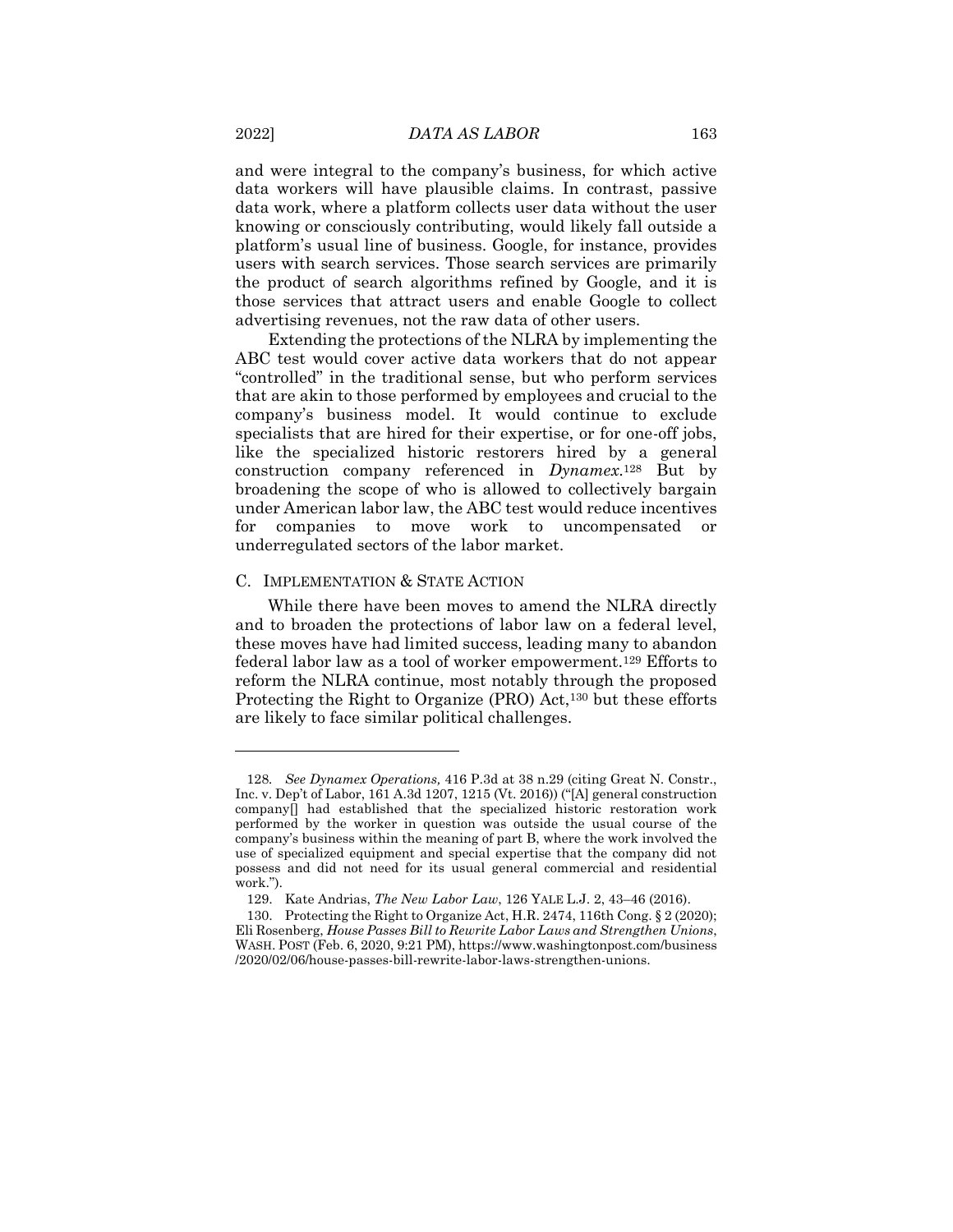and were integral to the company's business, for which active data workers will have plausible claims. In contrast, passive data work, where a platform collects user data without the user knowing or consciously contributing, would likely fall outside a platform's usual line of business. Google, for instance, provides users with search services. Those search services are primarily the product of search algorithms refined by Google, and it is those services that attract users and enable Google to collect advertising revenues, not the raw data of other users.

Extending the protections of the NLRA by implementing the ABC test would cover active data workers that do not appear "controlled" in the traditional sense, but who perform services that are akin to those performed by employees and crucial to the company's business model. It would continue to exclude specialists that are hired for their expertise, or for one-off jobs, like the specialized historic restorers hired by a general construction company referenced in *Dynamex*.[128] But by broadening the scope of who is allowed to collectively bargain under American labor law, the ABC test would reduce incentives for companies to move work to uncompensated or underregulated sectors of the labor market.

### C. IMPLEMENTATION & STATE ACTION

While there have been moves to amend the NLRA directly and to broaden the protections of labor law on a federal level, these moves have had limited success, leading many to abandon federal labor law as a tool of worker empowerment.[129] Efforts to reform the NLRA continue, most notably through the proposed Protecting the Right to Organize (PRO) Act,[130] but these efforts are likely to face similar political challenges.

---

128. *See Dynamex Operations,* 416 P.3d at 38 n.29 (citing Great N. Constr., Inc. v. Dep't of Labor, 161 A.3d 1207, 1215 (Vt. 2016)) ("[A] general construction company[] had established that the specialized historic restoration work performed by the worker in question was outside the usual course of the company's business within the meaning of part B, where the work involved the use of specialized equipment and special expertise that the company did not possess and did not need for its usual general commercial and residential work.").

129. Kate Andrias, *The New Labor Law*, 126 YALE L.J. 2, 43–46 (2016).

130. Protecting the Right to Organize Act, H.R. 2474, 116th Cong. § 2 (2020); Eli Rosenberg, *House Passes Bill to Rewrite Labor Laws and Strengthen Unions*, WASH. POST (Feb. 6, 2020, 9:21 PM), https://www.washingtonpost.com/business/2020/02/06/house-passes-bill-rewrite-labor-laws-strengthen-unions.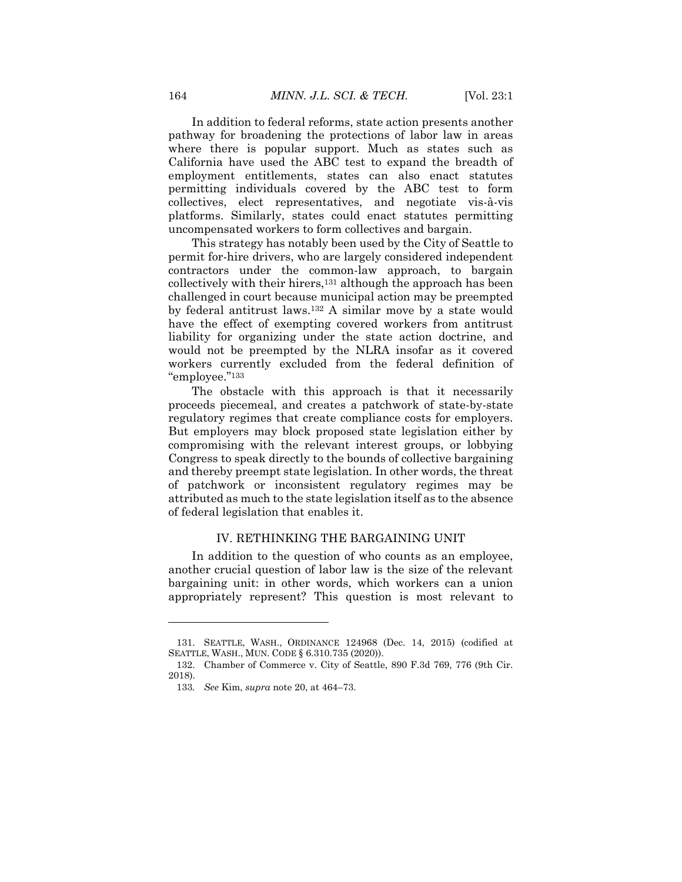In addition to federal reforms, state action presents another pathway for broadening the protections of labor law in areas where there is popular support. Much as states such as California have used the ABC test to expand the breadth of employment entitlements, states can also enact statutes permitting individuals covered by the ABC test to form collectives, elect representatives, and negotiate vis-à-vis platforms. Similarly, states could enact statutes permitting uncompensated workers to form collectives and bargain.

This strategy has notably been used by the City of Seattle to permit for-hire drivers, who are largely considered independent contractors under the common-law approach, to bargain collectively with their hirers,[131] although the approach has been challenged in court because municipal action may be preempted by federal antitrust laws.[132] A similar move by a state would have the effect of exempting covered workers from antitrust liability for organizing under the state action doctrine, and would not be preempted by the NLRA insofar as it covered workers currently excluded from the federal definition of "employee."[133]

The obstacle with this approach is that it necessarily proceeds piecemeal, and creates a patchwork of state-by-state regulatory regimes that create compliance costs for employers. But employers may block proposed state legislation either by compromising with the relevant interest groups, or lobbying Congress to speak directly to the bounds of collective bargaining and thereby preempt state legislation. In other words, the threat of patchwork or inconsistent regulatory regimes may be attributed as much to the state legislation itself as to the absence of federal legislation that enables it.

## IV. RETHINKING THE BARGAINING UNIT

In addition to the question of who counts as an employee, another crucial question of labor law is the size of the relevant bargaining unit: in other words, which workers can a union appropriately represent? This question is most relevant to

---

131. SEATTLE, WASH., ORDINANCE 124968 (Dec. 14, 2015) (codified at SEATTLE, WASH., MUN. CODE § 6.310.735 (2020)).

132. Chamber of Commerce v. City of Seattle, 890 F.3d 769, 776 (9th Cir. 2018).

133. *See* Kim, *supra* note 20, at 464–73.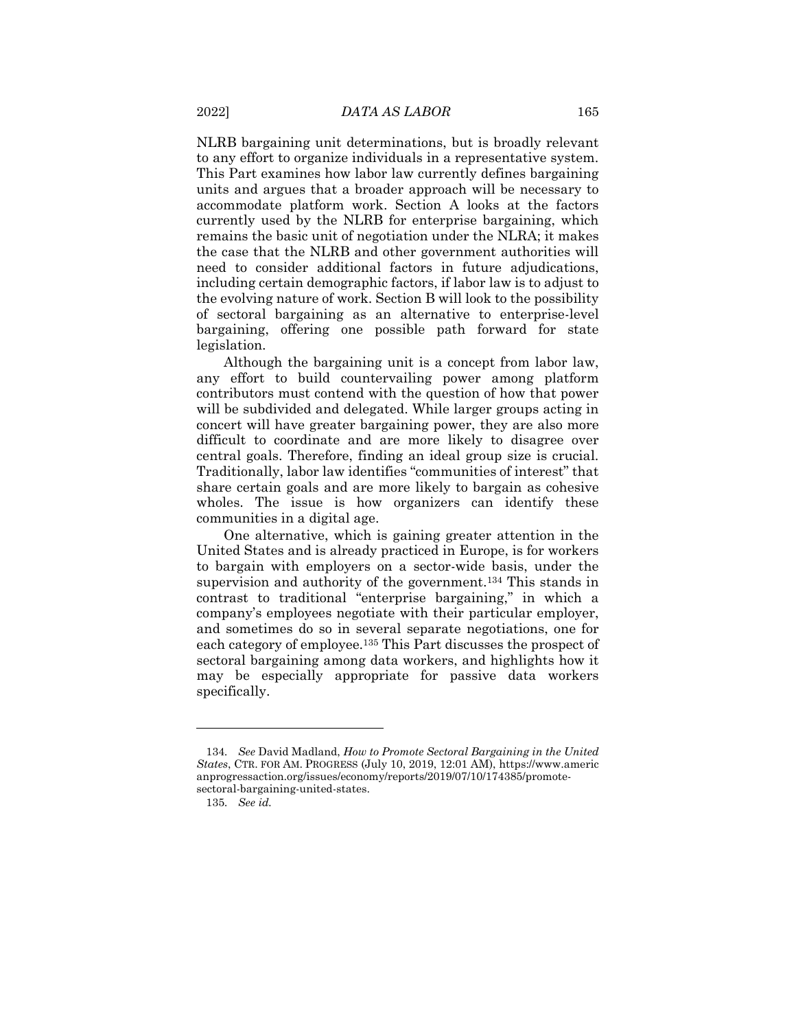NLRB bargaining unit determinations, but is broadly relevant to any effort to organize individuals in a representative system. This Part examines how labor law currently defines bargaining units and argues that a broader approach will be necessary to accommodate platform work. Section A looks at the factors currently used by the NLRB for enterprise bargaining, which remains the basic unit of negotiation under the NLRA; it makes the case that the NLRB and other government authorities will need to consider additional factors in future adjudications, including certain demographic factors, if labor law is to adjust to the evolving nature of work. Section B will look to the possibility of sectoral bargaining as an alternative to enterprise-level bargaining, offering one possible path forward for state legislation.

Although the bargaining unit is a concept from labor law, any effort to build countervailing power among platform contributors must contend with the question of how that power will be subdivided and delegated. While larger groups acting in concert will have greater bargaining power, they are also more difficult to coordinate and are more likely to disagree over central goals. Therefore, finding an ideal group size is crucial. Traditionally, labor law identifies "communities of interest" that share certain goals and are more likely to bargain as cohesive wholes. The issue is how organizers can identify these communities in a digital age.

One alternative, which is gaining greater attention in the United States and is already practiced in Europe, is for workers to bargain with employers on a sector-wide basis, under the supervision and authority of the government.[134] This stands in contrast to traditional "enterprise bargaining," in which a company's employees negotiate with their particular employer, and sometimes do so in several separate negotiations, one for each category of employee.[135] This Part discusses the prospect of sectoral bargaining among data workers, and highlights how it may be especially appropriate for passive data workers specifically.

---

134. *See* David Madland, *How to Promote Sectoral Bargaining in the United States*, CTR. FOR AM. PROGRESS (July 10, 2019, 12:01 AM), https://www.americanprogressaction.org/issues/economy/reports/2019/07/10/174385/promote-sectoral-bargaining-united-states.

135. *See id.*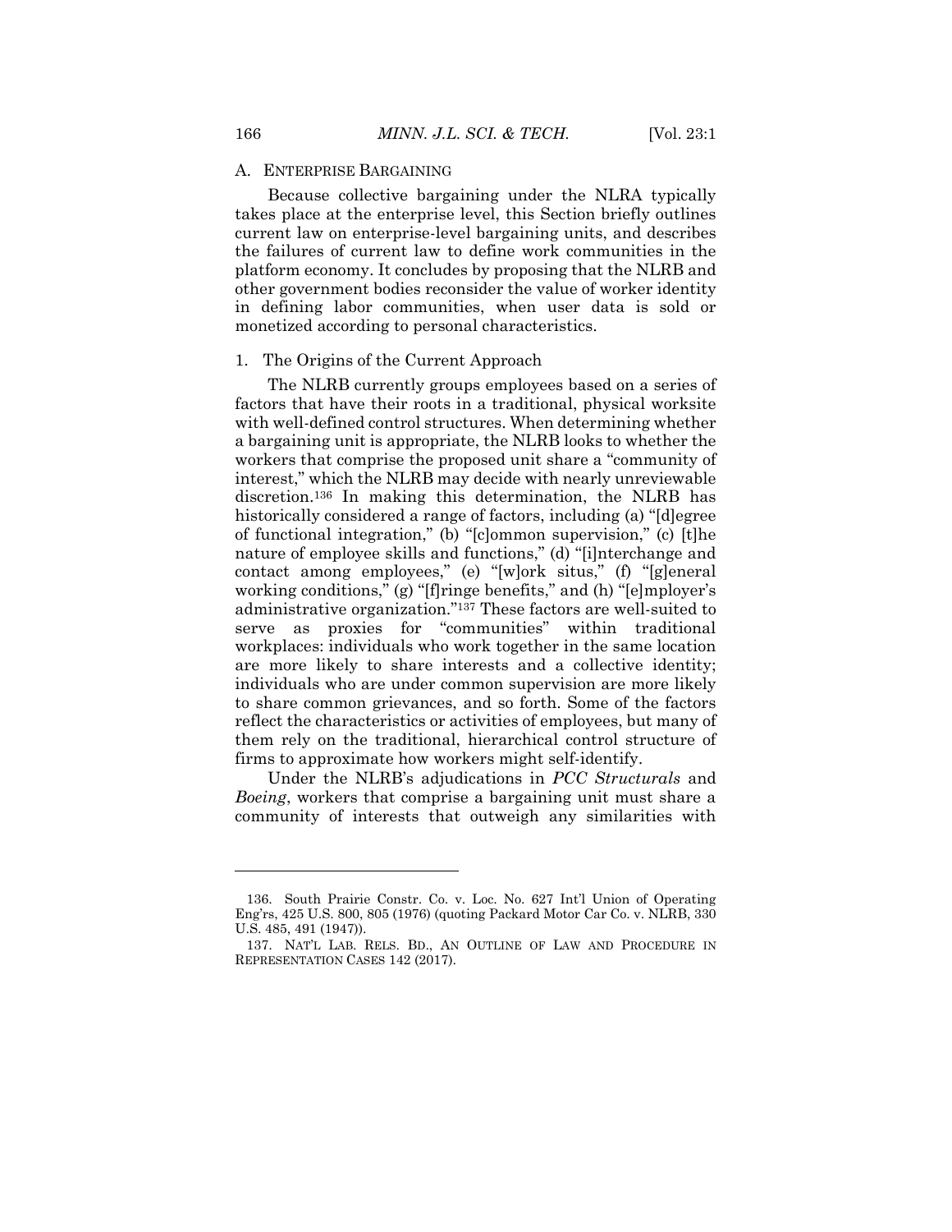### A. ENTERPRISE BARGAINING

Because collective bargaining under the NLRA typically takes place at the enterprise level, this Section briefly outlines current law on enterprise-level bargaining units, and describes the failures of current law to define work communities in the platform economy. It concludes by proposing that the NLRB and other government bodies reconsider the value of worker identity in defining labor communities, when user data is sold or monetized according to personal characteristics.

#### 1. The Origins of the Current Approach

The NLRB currently groups employees based on a series of factors that have their roots in a traditional, physical worksite with well-defined control structures. When determining whether a bargaining unit is appropriate, the NLRB looks to whether the workers that comprise the proposed unit share a "community of interest," which the NLRB may decide with nearly unreviewable discretion.[136] In making this determination, the NLRB has historically considered a range of factors, including (a) "[d]egree of functional integration," (b) "[c]ommon supervision," (c) [t]he nature of employee skills and functions," (d) "[i]nterchange and contact among employees," (e) "[w]ork situs," (f) "[g]eneral working conditions," (g) "[f]ringe benefits," and (h) "[e]mployer's administrative organization."[137] These factors are well-suited to serve as proxies for "communities" within traditional workplaces: individuals who work together in the same location are more likely to share interests and a collective identity; individuals who are under common supervision are more likely to share common grievances, and so forth. Some of the factors reflect the characteristics or activities of employees, but many of them rely on the traditional, hierarchical control structure of firms to approximate how workers might self-identify.

Under the NLRB's adjudications in *PCC Structurals* and *Boeing*, workers that comprise a bargaining unit must share a community of interests that outweigh any similarities with

---

136. South Prairie Constr. Co. v. Loc. No. 627 Int'l Union of Operating Eng'rs, 425 U.S. 800, 805 (1976) (quoting Packard Motor Car Co. v. NLRB, 330 U.S. 485, 491 (1947)).

137. NAT'L LAB. RELS. BD., AN OUTLINE OF LAW AND PROCEDURE IN REPRESENTATION CASES 142 (2017).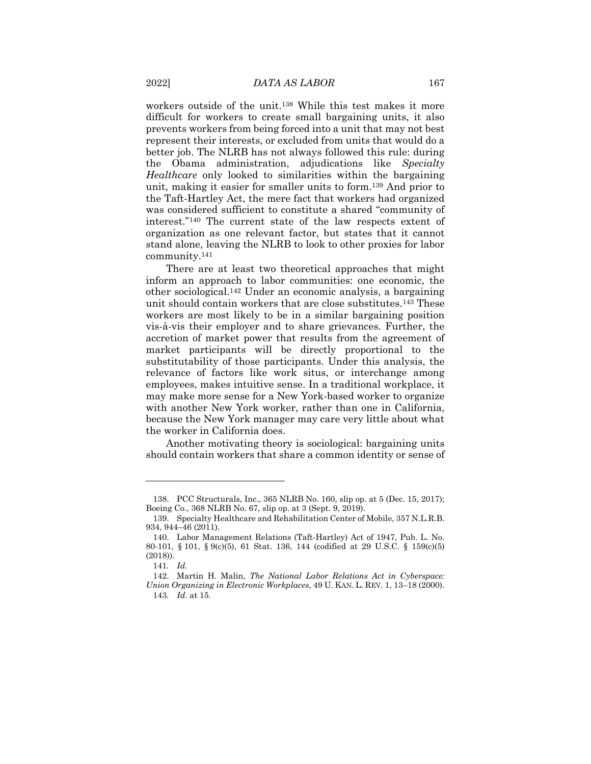workers outside of the unit.[138] While this test makes it more difficult for workers to create small bargaining units, it also prevents workers from being forced into a unit that may not best represent their interests, or excluded from units that would do a better job. The NLRB has not always followed this rule: during the Obama administration, adjudications like *Specialty Healthcare* only looked to similarities within the bargaining unit, making it easier for smaller units to form.[139] And prior to the Taft-Hartley Act, the mere fact that workers had organized was considered sufficient to constitute a shared "community of interest."[140] The current state of the law respects extent of organization as one relevant factor, but states that it cannot stand alone, leaving the NLRB to look to other proxies for labor community.[141]

There are at least two theoretical approaches that might inform an approach to labor communities: one economic, the other sociological.[142] Under an economic analysis, a bargaining unit should contain workers that are close substitutes.[143] These workers are most likely to be in a similar bargaining position vis-à-vis their employer and to share grievances. Further, the accretion of market power that results from the agreement of market participants will be directly proportional to the substitutability of those participants. Under this analysis, the relevance of factors like work situs, or interchange among employees, makes intuitive sense. In a traditional workplace, it may make more sense for a New York-based worker to organize with another New York worker, rather than one in California, because the New York manager may care very little about what the worker in California does.

Another motivating theory is sociological: bargaining units should contain workers that share a common identity or sense of

---

138. PCC Structurals, Inc., 365 NLRB No. 160, slip op. at 5 (Dec. 15, 2017); Boeing Co., 368 NLRB No. 67, slip op. at 3 (Sept. 9, 2019).

139. Specialty Healthcare and Rehabilitation Center of Mobile, 357 N.L.R.B. 934, 944–46 (2011).

140. Labor Management Relations (Taft-Hartley) Act of 1947, Pub. L. No. 80-101, § 101, § 9(c)(5), 61 Stat. 136, 144 (codified at 29 U.S.C. § 159(c)(5) (2018)).

141. *Id.*

142. Martin H. Malin, *The National Labor Relations Act in Cyberspace: Union Organizing in Electronic Workplaces*, 49 U. KAN. L. REV. 1, 13–18 (2000).

143. *Id.* at 15.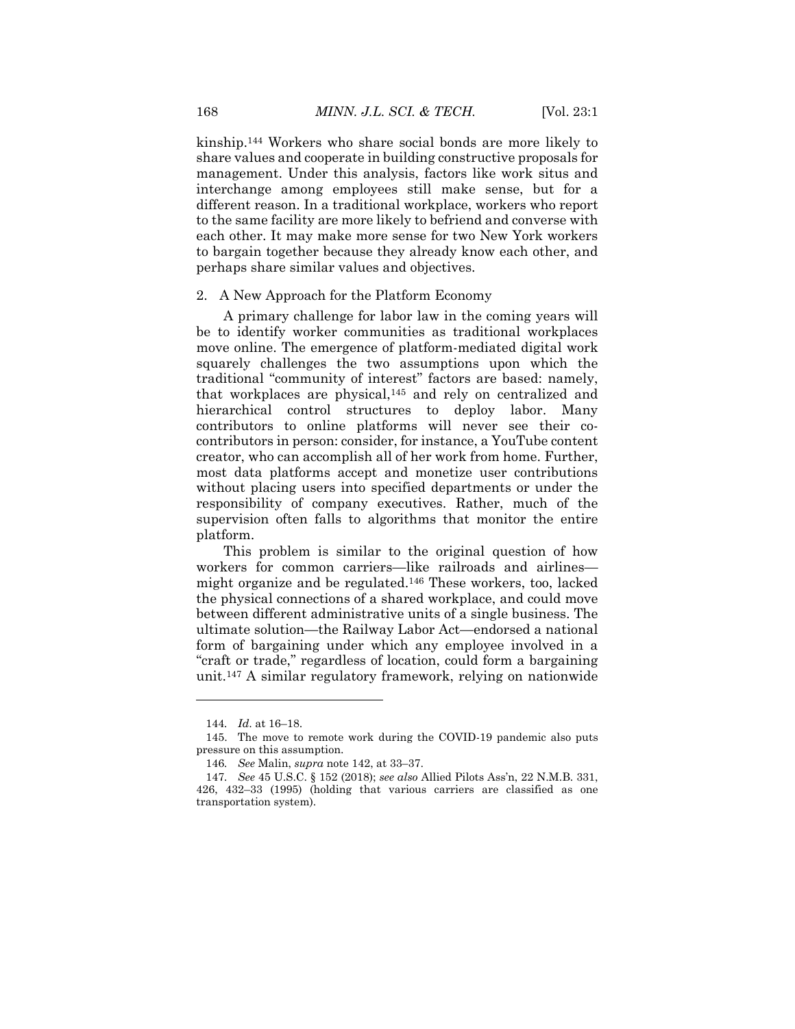kinship.[144] Workers who share social bonds are more likely to share values and cooperate in building constructive proposals for management. Under this analysis, factors like work situs and interchange among employees still make sense, but for a different reason. In a traditional workplace, workers who report to the same facility are more likely to befriend and converse with each other. It may make more sense for two New York workers to bargain together because they already know each other, and perhaps share similar values and objectives.

### 2. A New Approach for the Platform Economy

A primary challenge for labor law in the coming years will be to identify worker communities as traditional workplaces move online. The emergence of platform-mediated digital work squarely challenges the two assumptions upon which the traditional "community of interest" factors are based: namely, that workplaces are physical,[145] and rely on centralized and hierarchical control structures to deploy labor. Many contributors to online platforms will never see their co-contributors in person: consider, for instance, a YouTube content creator, who can accomplish all of her work from home. Further, most data platforms accept and monetize user contributions without placing users into specified departments or under the responsibility of company executives. Rather, much of the supervision often falls to algorithms that monitor the entire platform.

This problem is similar to the original question of how workers for common carriers—like railroads and airlines—might organize and be regulated.[146] These workers, too, lacked the physical connections of a shared workplace, and could move between different administrative units of a single business. The ultimate solution—the Railway Labor Act—endorsed a national form of bargaining under which any employee involved in a "craft or trade," regardless of location, could form a bargaining unit.[147] A similar regulatory framework, relying on nationwide

---

144. *Id.* at 16–18.

145. The move to remote work during the COVID-19 pandemic also puts pressure on this assumption.

146. *See* Malin, *supra* note 142, at 33–37.

147. *See* 45 U.S.C. § 152 (2018); *see also* Allied Pilots Ass'n, 22 N.M.B. 331, 426, 432–33 (1995) (holding that various carriers are classified as one transportation system).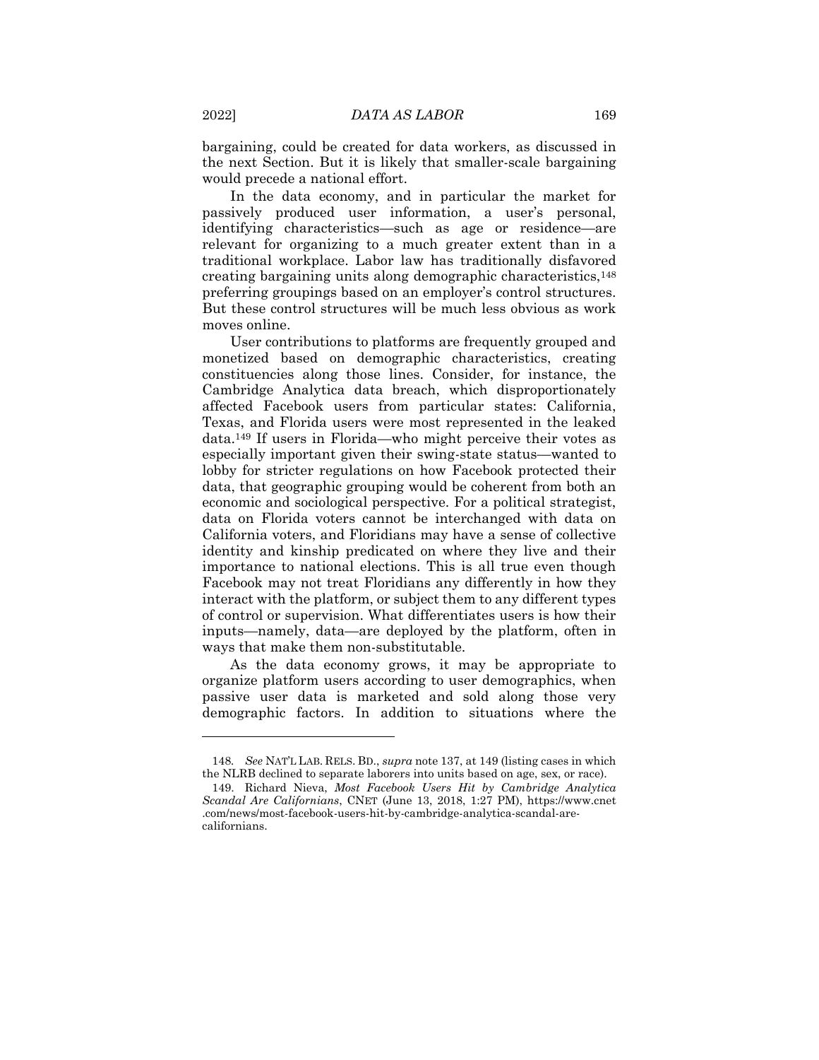bargaining, could be created for data workers, as discussed in the next Section. But it is likely that smaller-scale bargaining would precede a national effort.

In the data economy, and in particular the market for passively produced user information, a user's personal, identifying characteristics—such as age or residence—are relevant for organizing to a much greater extent than in a traditional workplace. Labor law has traditionally disfavored creating bargaining units along demographic characteristics,[148] preferring groupings based on an employer's control structures. But these control structures will be much less obvious as work moves online.

User contributions to platforms are frequently grouped and monetized based on demographic characteristics, creating constituencies along those lines. Consider, for instance, the Cambridge Analytica data breach, which disproportionately affected Facebook users from particular states: California, Texas, and Florida users were most represented in the leaked data.[149] If users in Florida—who might perceive their votes as especially important given their swing-state status—wanted to lobby for stricter regulations on how Facebook protected their data, that geographic grouping would be coherent from both an economic and sociological perspective. For a political strategist, data on Florida voters cannot be interchanged with data on California voters, and Floridians may have a sense of collective identity and kinship predicated on where they live and their importance to national elections. This is all true even though Facebook may not treat Floridians any differently in how they interact with the platform, or subject them to any different types of control or supervision. What differentiates users is how their inputs—namely, data—are deployed by the platform, often in ways that make them non-substitutable.

As the data economy grows, it may be appropriate to organize platform users according to user demographics, when passive user data is marketed and sold along those very demographic factors. In addition to situations where the

---

148. *See* NAT'L LAB. RELS. BD., *supra* note 137, at 149 (listing cases in which the NLRB declined to separate laborers into units based on age, sex, or race).

149. Richard Nieva, *Most Facebook Users Hit by Cambridge Analytica Scandal Are Californians*, CNET (June 13, 2018, 1:27 PM), https://www.cnet.com/news/most-facebook-users-hit-by-cambridge-analytica-scandal-are-californians.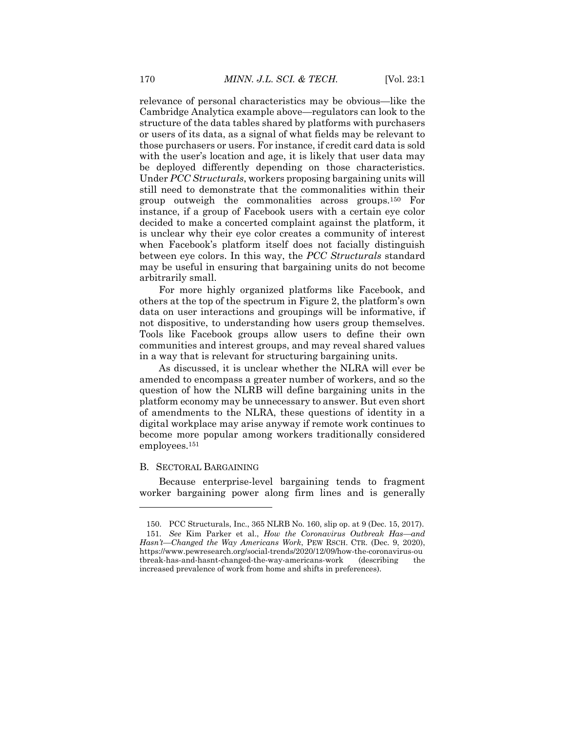relevance of personal characteristics may be obvious—like the Cambridge Analytica example above—regulators can look to the structure of the data tables shared by platforms with purchasers or users of its data, as a signal of what fields may be relevant to those purchasers or users. For instance, if credit card data is sold with the user's location and age, it is likely that user data may be deployed differently depending on those characteristics. Under *PCC Structurals*, workers proposing bargaining units will still need to demonstrate that the commonalities within their group outweigh the commonalities across groups.[150] For instance, if a group of Facebook users with a certain eye color decided to make a concerted complaint against the platform, it is unclear why their eye color creates a community of interest when Facebook's platform itself does not facially distinguish between eye colors. In this way, the *PCC Structurals* standard may be useful in ensuring that bargaining units do not become arbitrarily small.

For more highly organized platforms like Facebook, and others at the top of the spectrum in Figure 2, the platform's own data on user interactions and groupings will be informative, if not dispositive, to understanding how users group themselves. Tools like Facebook groups allow users to define their own communities and interest groups, and may reveal shared values in a way that is relevant for structuring bargaining units.

As discussed, it is unclear whether the NLRA will ever be amended to encompass a greater number of workers, and so the question of how the NLRB will define bargaining units in the platform economy may be unnecessary to answer. But even short of amendments to the NLRA, these questions of identity in a digital workplace may arise anyway if remote work continues to become more popular among workers traditionally considered employees.[151]

### B. Sectoral Bargaining

Because enterprise-level bargaining tends to fragment worker bargaining power along firm lines and is generally

---

150. PCC Structurals, Inc., 365 NLRB No. 160, slip op. at 9 (Dec. 15, 2017).

151. *See* Kim Parker et al., *How the Coronavirus Outbreak Has—and Hasn't—Changed the Way Americans Work*, PEW RSCH. CTR. (Dec. 9, 2020), https://www.pewresearch.org/social-trends/2020/12/09/how-the-coronavirus-outbreak-has-and-hasnt-changed-the-way-americans-work (describing the increased prevalence of work from home and shifts in preferences).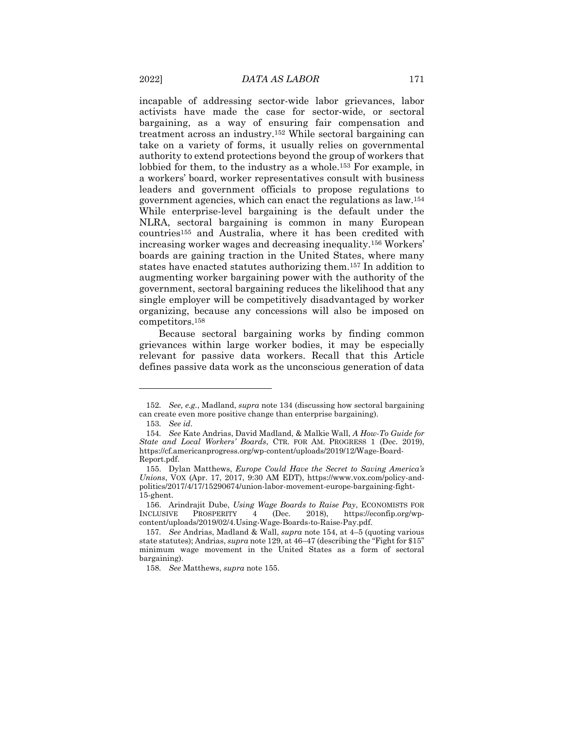incapable of addressing sector-wide labor grievances, labor activists have made the case for sector-wide, or sectoral bargaining, as a way of ensuring fair compensation and treatment across an industry.[152] While sectoral bargaining can take on a variety of forms, it usually relies on governmental authority to extend protections beyond the group of workers that lobbied for them, to the industry as a whole.[153] For example, in a workers' board, worker representatives consult with business leaders and government officials to propose regulations to government agencies, which can enact the regulations as law.[154] While enterprise-level bargaining is the default under the NLRA, sectoral bargaining is common in many European countries[155] and Australia, where it has been credited with increasing worker wages and decreasing inequality.[156] Workers' boards are gaining traction in the United States, where many states have enacted statutes authorizing them.[157] In addition to augmenting worker bargaining power with the authority of the government, sectoral bargaining reduces the likelihood that any single employer will be competitively disadvantaged by worker organizing, because any concessions will also be imposed on competitors.[158]

Because sectoral bargaining works by finding common grievances within large worker bodies, it may be especially relevant for passive data workers. Recall that this Article defines passive data work as the unconscious generation of data

---

152. *See, e.g.*, Madland, *supra* note 134 (discussing how sectoral bargaining can create even more positive change than enterprise bargaining).

153. *See id*.

154. *See* Kate Andrias, David Madland, & Malkie Wall, *A How-To Guide for State and Local Workers' Boards*, CTR. FOR AM. PROGRESS 1 (Dec. 2019), https://cf.americanprogress.org/wp-content/uploads/2019/12/Wage-Board-Report.pdf.

155. Dylan Matthews, *Europe Could Have the Secret to Saving America's Unions*, VOX (Apr. 17, 2017, 9:30 AM EDT), https://www.vox.com/policy-and-politics/2017/4/17/15290674/union-labor-movement-europe-bargaining-fight-15-ghent.

156. Arindrajit Dube, *Using Wage Boards to Raise Pay*, ECONOMISTS FOR INCLUSIVE PROSPERITY 4 (Dec. 2018), https://econfip.org/wp-content/uploads/2019/02/4.Using-Wage-Boards-to-Raise-Pay.pdf.

157. *See* Andrias, Madland & Wall, *supra* note 154, at 4–5 (quoting various state statutes); Andrias, *supra* note 129, at 46–47 (describing the "Fight for $15" minimum wage movement in the United States as a form of sectoral bargaining).

158. *See* Matthews, *supra* note 155.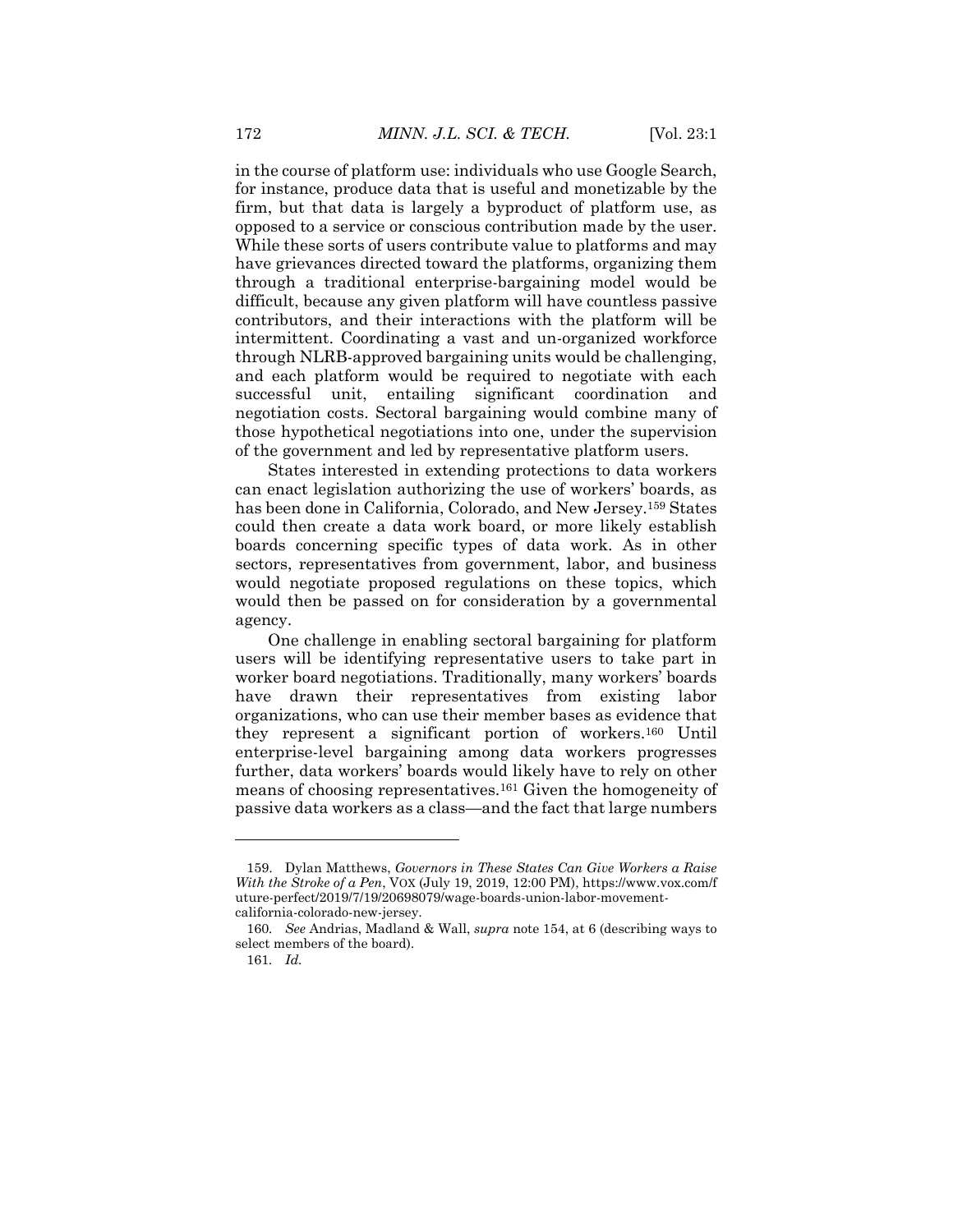in the course of platform use: individuals who use Google Search, for instance, produce data that is useful and monetizable by the firm, but that data is largely a byproduct of platform use, as opposed to a service or conscious contribution made by the user. While these sorts of users contribute value to platforms and may have grievances directed toward the platforms, organizing them through a traditional enterprise-bargaining model would be difficult, because any given platform will have countless passive contributors, and their interactions with the platform will be intermittent. Coordinating a vast and un-organized workforce through NLRB-approved bargaining units would be challenging, and each platform would be required to negotiate with each successful unit, entailing significant coordination and negotiation costs. Sectoral bargaining would combine many of those hypothetical negotiations into one, under the supervision of the government and led by representative platform users.

States interested in extending protections to data workers can enact legislation authorizing the use of workers' boards, as has been done in California, Colorado, and New Jersey.[159] States could then create a data work board, or more likely establish boards concerning specific types of data work. As in other sectors, representatives from government, labor, and business would negotiate proposed regulations on these topics, which would then be passed on for consideration by a governmental agency.

One challenge in enabling sectoral bargaining for platform users will be identifying representative users to take part in worker board negotiations. Traditionally, many workers' boards have drawn their representatives from existing labor organizations, who can use their member bases as evidence that they represent a significant portion of workers.[160] Until enterprise-level bargaining among data workers progresses further, data workers' boards would likely have to rely on other means of choosing representatives.[161] Given the homogeneity of passive data workers as a class—and the fact that large numbers

---

159. Dylan Matthews, *Governors in These States Can Give Workers a Raise With the Stroke of a Pen*, VOX (July 19, 2019, 12:00 PM), https://www.vox.com/future-perfect/2019/7/19/20698079/wage-boards-union-labor-movement-california-colorado-new-jersey.

160. *See* Andrias, Madland & Wall, *supra* note 154, at 6 (describing ways to select members of the board).

161. *Id.*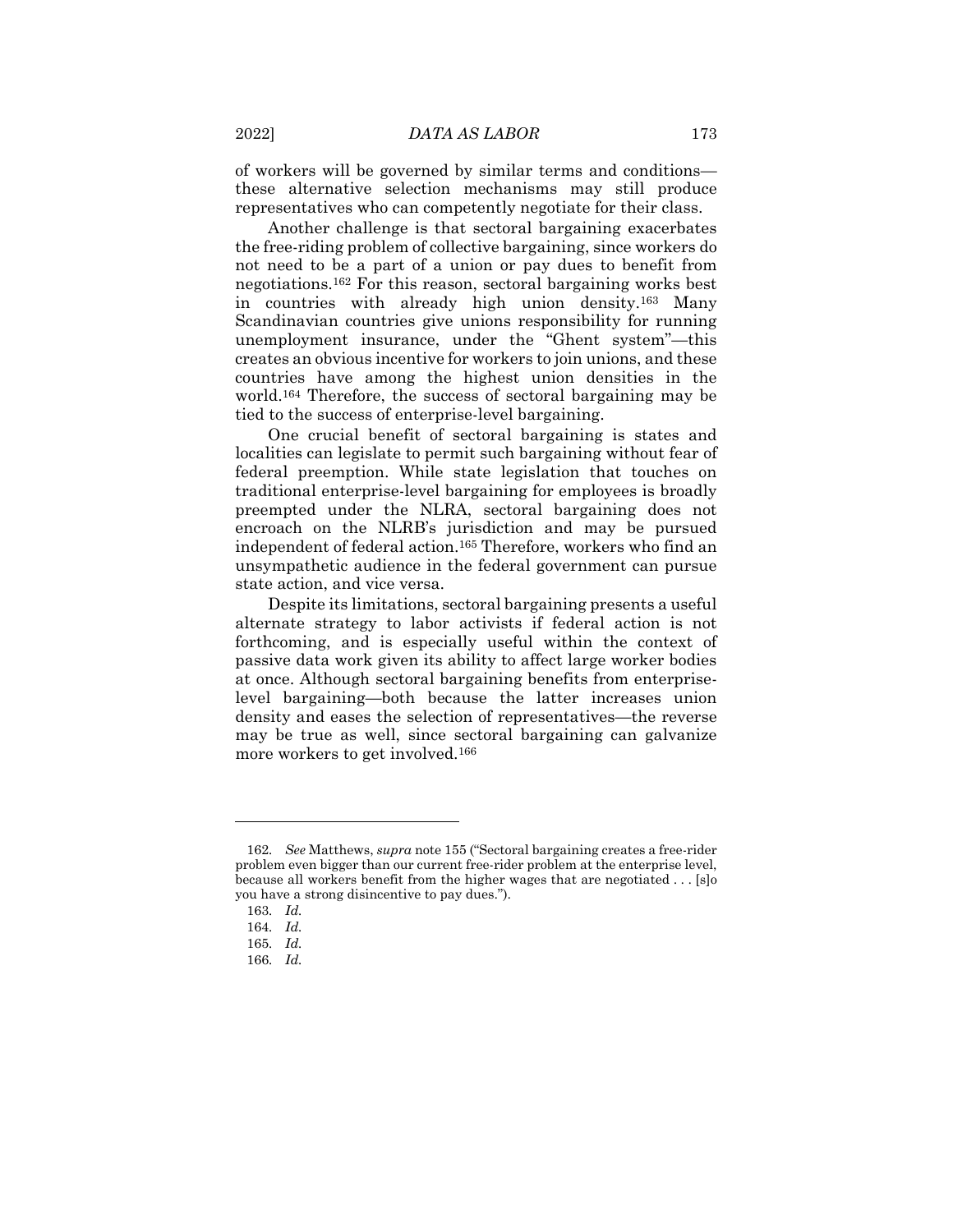of workers will be governed by similar terms and conditions—these alternative selection mechanisms may still produce representatives who can competently negotiate for their class.

Another challenge is that sectoral bargaining exacerbates the free-riding problem of collective bargaining, since workers do not need to be a part of a union or pay dues to benefit from negotiations.[162] For this reason, sectoral bargaining works best in countries with already high union density.[163] Many Scandinavian countries give unions responsibility for running unemployment insurance, under the "Ghent system"—this creates an obvious incentive for workers to join unions, and these countries have among the highest union densities in the world.[164] Therefore, the success of sectoral bargaining may be tied to the success of enterprise-level bargaining.

One crucial benefit of sectoral bargaining is states and localities can legislate to permit such bargaining without fear of federal preemption. While state legislation that touches on traditional enterprise-level bargaining for employees is broadly preempted under the NLRA, sectoral bargaining does not encroach on the NLRB's jurisdiction and may be pursued independent of federal action.[165] Therefore, workers who find an unsympathetic audience in the federal government can pursue state action, and vice versa.

Despite its limitations, sectoral bargaining presents a useful alternate strategy to labor activists if federal action is not forthcoming, and is especially useful within the context of passive data work given its ability to affect large worker bodies at once. Although sectoral bargaining benefits from enterprise-level bargaining—both because the latter increases union density and eases the selection of representatives—the reverse may be true as well, since sectoral bargaining can galvanize more workers to get involved.[166]

---

162. *See* Matthews, *supra* note 155 ("Sectoral bargaining creates a free-rider problem even bigger than our current free-rider problem at the enterprise level, because all workers benefit from the higher wages that are negotiated . . . [s]o you have a strong disincentive to pay dues.").

163. *Id.*

164. *Id.*

165. *Id.*

166. *Id.*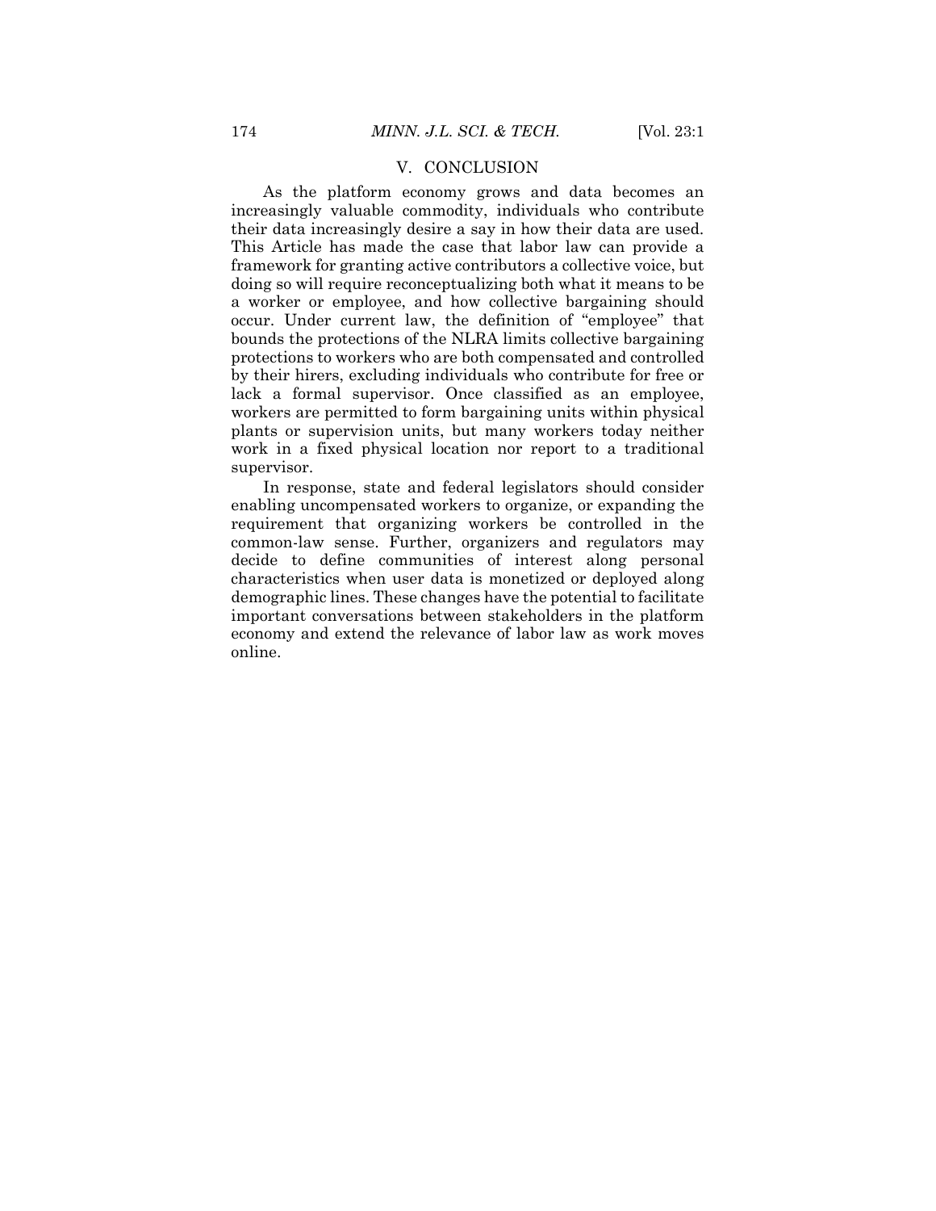## V. CONCLUSION

As the platform economy grows and data becomes an increasingly valuable commodity, individuals who contribute their data increasingly desire a say in how their data are used. This Article has made the case that labor law can provide a framework for granting active contributors a collective voice, but doing so will require reconceptualizing both what it means to be a worker or employee, and how collective bargaining should occur. Under current law, the definition of "employee" that bounds the protections of the NLRA limits collective bargaining protections to workers who are both compensated and controlled by their hirers, excluding individuals who contribute for free or lack a formal supervisor. Once classified as an employee, workers are permitted to form bargaining units within physical plants or supervision units, but many workers today neither work in a fixed physical location nor report to a traditional supervisor.

In response, state and federal legislators should consider enabling uncompensated workers to organize, or expanding the requirement that organizing workers be controlled in the common-law sense. Further, organizers and regulators may decide to define communities of interest along personal characteristics when user data is monetized or deployed along demographic lines. These changes have the potential to facilitate important conversations between stakeholders in the platform economy and extend the relevance of labor law as work moves online.